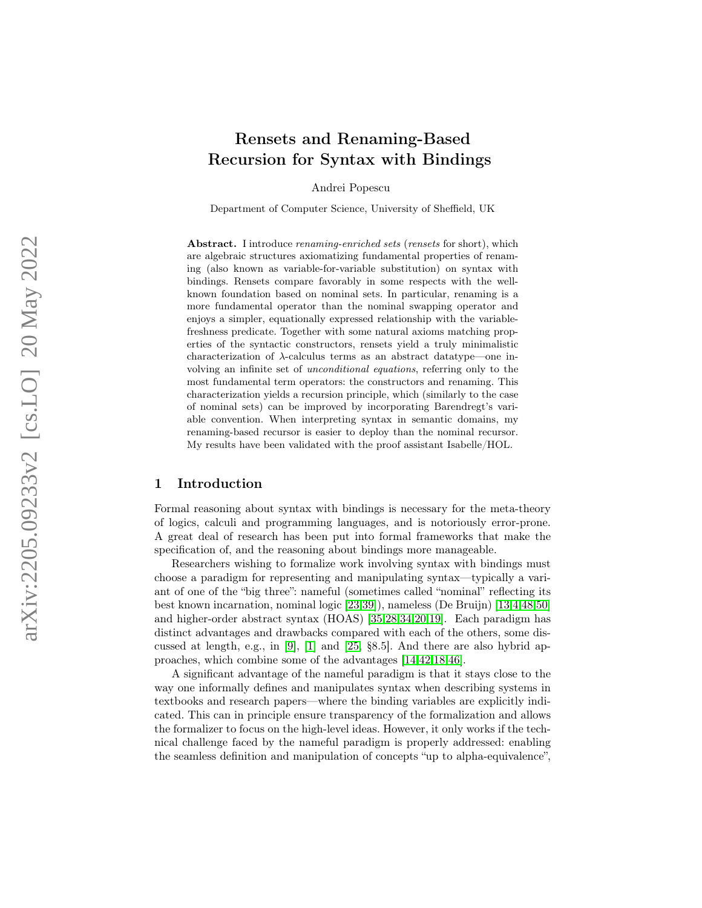# Rensets and Renaming-Based Recursion for Syntax with Bindings

Andrei Popescu

Department of Computer Science, University of Sheffield, UK

**Abstract.** I introduce *renaming-enriched sets* (*rensets* for short), which are algebraic structures axiomatizing fundamental properties of renaming (also known as variable-for-variable substitution) on syntax with bindings. Rensets compare favorably in some respects with the well-known foundation based on nominal sets. In particular, renaming is a more fundamental operator than the nominal swapping operator and enjoys a simpler, equationally expressed relationship with the variable-freshness predicate. Together with some natural axioms matching properties of the syntactic constructors, rensets yield a truly minimalistic characterization of $\lambda$-calculus terms as an abstract datatype—one involving an infinite set of *unconditional equations*, referring only to the most fundamental term operators: the constructors and renaming. This characterization yields a recursion principle, which (similarly to the case of nominal sets) can be improved by incorporating Barendregt's variable convention. When interpreting syntax in semantic domains, my renaming-based recursor is easier to deploy than the nominal recursor. My results have been validated with the proof assistant Isabelle/HOL.

## 1 Introduction

Formal reasoning about syntax with bindings is necessary for the meta-theory of logics, calculi and programming languages, and is notoriously error-prone. A great deal of research has been put into formal frameworks that make the specification of, and the reasoning about bindings more manageable.

Researchers wishing to formalize work involving syntax with bindings must choose a paradigm for representing and manipulating syntax—typically a variant of one of the "big three": nameful (sometimes called "nominal" reflecting its best known incarnation, nominal logic [23,39]), nameless (De Bruijn) [13,4,48,50] and higher-order abstract syntax (HOAS) [35,28,34,20,19]. Each paradigm has distinct advantages and drawbacks compared with each of the others, some discussed at length, e.g., in [9], [1] and [25, §8.5]. And there are also hybrid approaches, which combine some of the advantages [14,42,18,46].

A significant advantage of the nameful paradigm is that it stays close to the way one informally defines and manipulates syntax when describing systems in textbooks and research papers—where the binding variables are explicitly indicated. This can in principle ensure transparency of the formalization and allows the formalizer to focus on the high-level ideas. However, it only works if the technical challenge faced by the nameful paradigm is properly addressed: enabling the seamless definition and manipulation of concepts "up to alpha-equivalence",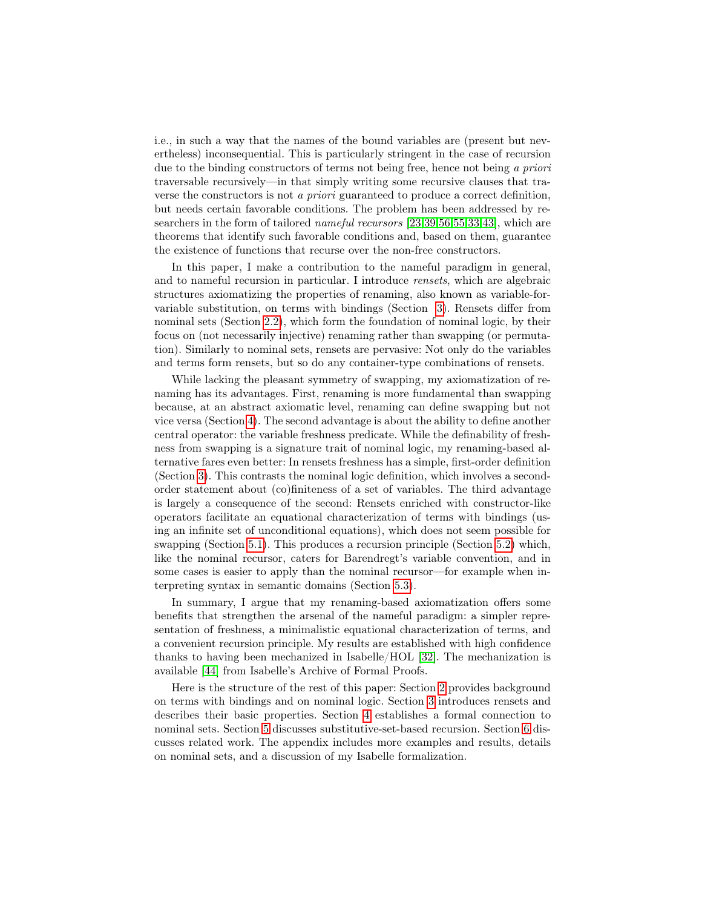i.e., in such a way that the names of the bound variables are (present but nevertheless) inconsequential. This is particularly stringent in the case of recursion due to the binding constructors of terms not being free, hence not being *a priori* traversable recursively—in that simply writing some recursive clauses that traverse the constructors is not *a priori* guaranteed to produce a correct definition, but needs certain favorable conditions. The problem has been addressed by researchers in the form of tailored *nameful recursors* [23,39,56,55,33,43], which are theorems that identify such favorable conditions and, based on them, guarantee the existence of functions that recurse over the non-free constructors.

In this paper, I make a contribution to the nameful paradigm in general, and to nameful recursion in particular. I introduce *rensets*, which are algebraic structures axiomatizing the properties of renaming, also known as variable-for-variable substitution, on terms with bindings (Section 3). Rensets differ from nominal sets (Section 2.2), which form the foundation of nominal logic, by their focus on (not necessarily injective) renaming rather than swapping (or permutation). Similarly to nominal sets, rensets are pervasive: Not only do the variables and terms form rensets, but so do any container-type combinations of rensets.

While lacking the pleasant symmetry of swapping, my axiomatization of renaming has its advantages. First, renaming is more fundamental than swapping because, at an abstract axiomatic level, renaming can define swapping but not vice versa (Section 4). The second advantage is about the ability to define another central operator: the variable freshness predicate. While the definability of freshness from swapping is a signature trait of nominal logic, my renaming-based alternative fares even better: In rensets freshness has a simple, first-order definition (Section 3). This contrasts the nominal logic definition, which involves a second-order statement about (co)finiteness of a set of variables. The third advantage is largely a consequence of the second: Rensets enriched with constructor-like operators facilitate an equational characterization of terms with bindings (using an infinite set of unconditional equations), which does not seem possible for swapping (Section 5.1). This produces a recursion principle (Section 5.2) which, like the nominal recursor, caters for Barendregt's variable convention, and in some cases is easier to apply than the nominal recursor—for example when interpreting syntax in semantic domains (Section 5.3).

In summary, I argue that my renaming-based axiomatization offers some benefits that strengthen the arsenal of the nameful paradigm: a simpler representation of freshness, a minimalistic equational characterization of terms, and a convenient recursion principle. My results are established with high confidence thanks to having been mechanized in Isabelle/HOL [32]. The mechanization is available [44] from Isabelle's Archive of Formal Proofs.

Here is the structure of the rest of this paper: Section 2 provides background on terms with bindings and on nominal logic. Section 3 introduces rensets and describes their basic properties. Section 4 establishes a formal connection to nominal sets. Section 5 discusses substitutive-set-based recursion. Section 6 discusses related work. The appendix includes more examples and results, details on nominal sets, and a discussion of my Isabelle formalization.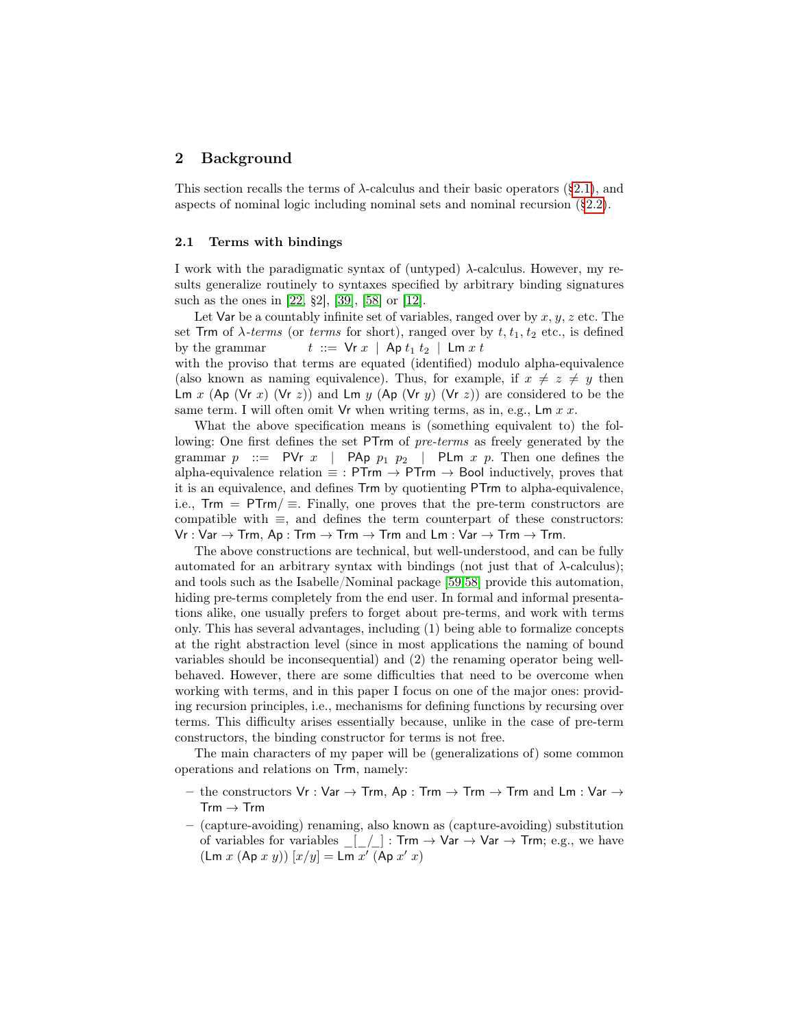## 2 Background

This section recalls the terms of $\lambda$-calculus and their basic operators (§2.1), and aspects of nominal logic including nominal sets and nominal recursion (§2.2).

### 2.1 Terms with bindings

I work with the paradigmatic syntax of (untyped) $\lambda$-calculus. However, my results generalize routinely to syntaxes specified by arbitrary binding signatures such as the ones in [22, §2], [39], [58] or [12].

Let $\mathsf{Var}$ be a countably infinite set of variables, ranged over by $x, y, z$ etc. The set $\mathsf{Trm}$ of *$\lambda$-terms* (or *terms* for short), ranged over by $t, t_1, t_2$ etc., is defined by the grammar $\quad t ::= \mathsf{Vr}\ x \mid \mathsf{Ap}\ t_1\ t_2 \mid \mathsf{Lm}\ x\ t$
with the proviso that terms are equated (identified) modulo alpha-equivalence (also known as naming equivalence). Thus, for example, if $x \neq z \neq y$ then $\mathsf{Lm}\ x\ (\mathsf{Ap}\ (\mathsf{Vr}\ x)\ (\mathsf{Vr}\ z))$ and $\mathsf{Lm}\ y\ (\mathsf{Ap}\ (\mathsf{Vr}\ y)\ (\mathsf{Vr}\ z))$ are considered to be the same term. I will often omit $\mathsf{Vr}$ when writing terms, as in, e.g., $\mathsf{Lm}\ x\ x$.

What the above specification means is (something equivalent to) the following: One first defines the set $\mathsf{PTrm}$ of *pre-terms* as freely generated by the grammar $p ::= \mathsf{PVr}\ x \mid \mathsf{PAp}\ p_1\ p_2 \mid \mathsf{PLm}\ x\ p$. Then one defines the alpha-equivalence relation $\equiv\ : \mathsf{PTrm} \to \mathsf{PTrm} \to \mathsf{Bool}$ inductively, proves that it is an equivalence, and defines $\mathsf{Trm}$ by quotienting $\mathsf{PTrm}$ to alpha-equivalence, i.e., $\mathsf{Trm} = \mathsf{PTrm}/\equiv$. Finally, one proves that the pre-term constructors are compatible with $\equiv$, and defines the term counterpart of these constructors: $\mathsf{Vr} : \mathsf{Var} \to \mathsf{Trm}$, $\mathsf{Ap} : \mathsf{Trm} \to \mathsf{Trm} \to \mathsf{Trm}$ and $\mathsf{Lm} : \mathsf{Var} \to \mathsf{Trm} \to \mathsf{Trm}$.

The above constructions are technical, but well-understood, and can be fully automated for an arbitrary syntax with bindings (not just that of $\lambda$-calculus); and tools such as the Isabelle/Nominal package [59,58] provide this automation, hiding pre-terms completely from the end user. In formal and informal presentations alike, one usually prefers to forget about pre-terms, and work with terms only. This has several advantages, including (1) being able to formalize concepts at the right abstraction level (since in most applications the naming of bound variables should be inconsequential) and (2) the renaming operator being well-behaved. However, there are some difficulties that need to be overcome when working with terms, and in this paper I focus on one of the major ones: providing recursion principles, i.e., mechanisms for defining functions by recursing over terms. This difficulty arises essentially because, unlike in the case of pre-term constructors, the binding constructor for terms is not free.

The main characters of my paper will be (generalizations of) some common operations and relations on $\mathsf{Trm}$, namely:

- the constructors $\mathsf{Vr} : \mathsf{Var} \to \mathsf{Trm}$, $\mathsf{Ap} : \mathsf{Trm} \to \mathsf{Trm} \to \mathsf{Trm}$ and $\mathsf{Lm} : \mathsf{Var} \to \mathsf{Trm} \to \mathsf{Trm}$
- (capture-avoiding) renaming, also known as (capture-avoiding) substitution of variables for variables $\_[\_/\_] : \mathsf{Trm} \to \mathsf{Var} \to \mathsf{Var} \to \mathsf{Trm}$; e.g., we have $(\mathsf{Lm}\ x\ (\mathsf{Ap}\ x\ y))\ [x/y] = \mathsf{Lm}\ x'\ (\mathsf{Ap}\ x'\ x)$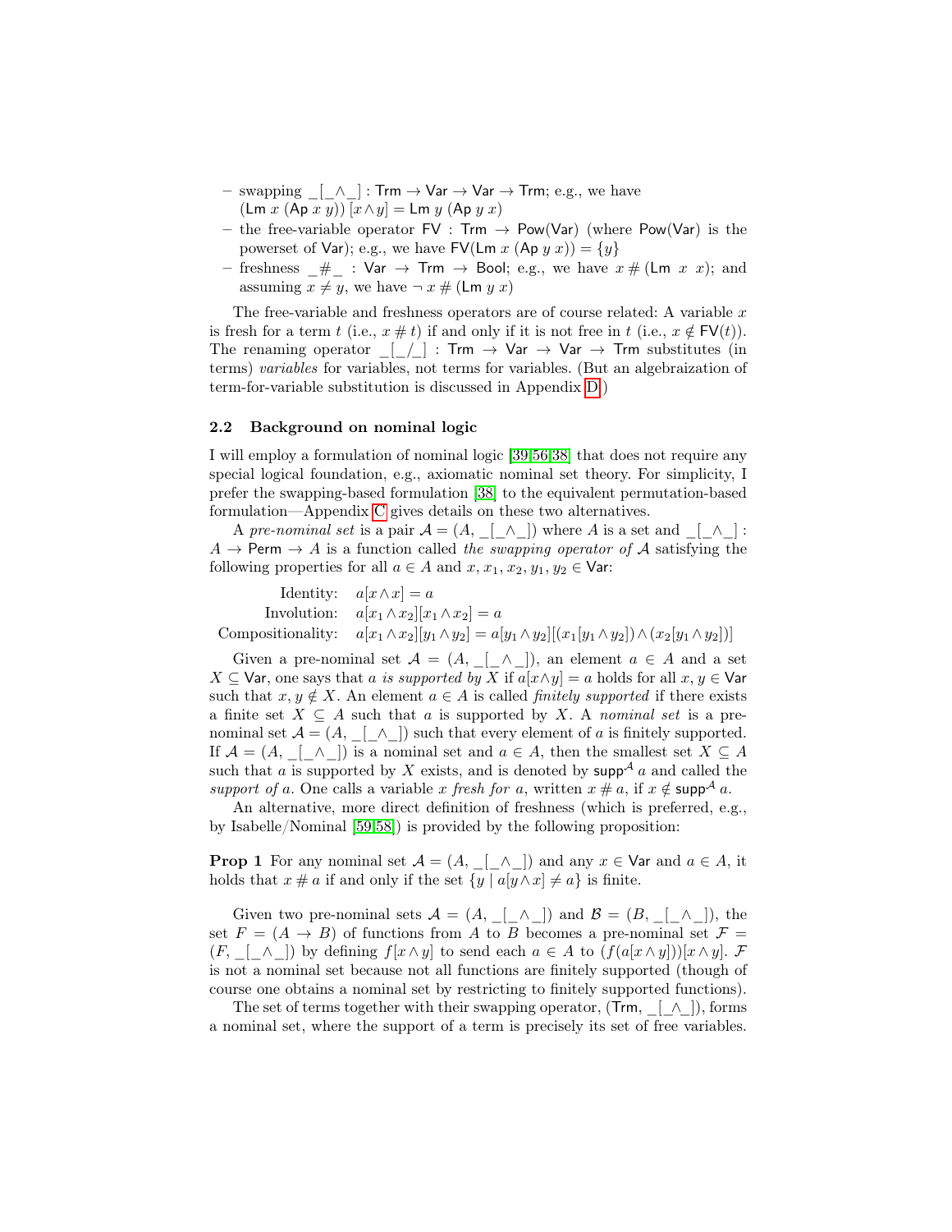– swapping $\_[\_\wedge\_] : \mathsf{Trm} \to \mathsf{Var} \to \mathsf{Var} \to \mathsf{Trm}$; e.g., we have $(\mathsf{Lm}\ x\ (\mathsf{Ap}\ x\ y))\ [x \wedge y] = \mathsf{Lm}\ y\ (\mathsf{Ap}\ y\ x)$
– the free-variable operator $\mathsf{FV} : \mathsf{Trm} \to \mathsf{Pow}(\mathsf{Var})$ (where $\mathsf{Pow}(\mathsf{Var})$ is the powerset of $\mathsf{Var}$); e.g., we have $\mathsf{FV}(\mathsf{Lm}\ x\ (\mathsf{Ap}\ y\ x)) = \{y\}$
– freshness $\_\#\_ : \mathsf{Var} \to \mathsf{Trm} \to \mathsf{Bool}$; e.g., we have $x \# (\mathsf{Lm}\ x\ x)$; and assuming $x \neq y$, we have $\neg\, x \# (\mathsf{Lm}\ y\ x)$

The free-variable and freshness operators are of course related: A variable $x$ is fresh for a term $t$ (i.e., $x \# t$) if and only if it is not free in $t$ (i.e., $x \notin \mathsf{FV}(t)$). The renaming operator $\_[\_/\_] : \mathsf{Trm} \to \mathsf{Var} \to \mathsf{Var} \to \mathsf{Trm}$ substitutes (in terms) *variables* for variables, not terms for variables. (But an algebraization of term-for-variable substitution is discussed in Appendix D.)

### 2.2 Background on nominal logic

I will employ a formulation of nominal logic [39,56,38] that does not require any special logical foundation, e.g., axiomatic nominal set theory. For simplicity, I prefer the swapping-based formulation [38] to the equivalent permutation-based formulation—Appendix C gives details on these two alternatives.

A *pre-nominal set* is a pair $\mathcal{A} = (A, \_[\_\wedge\_])$ where $A$ is a set and $\_[\_\wedge\_] : A \to \mathsf{Perm} \to A$ is a function called *the swapping operator of* $\mathcal{A}$ satisfying the following properties for all $a \in A$ and $x, x_1, x_2, y_1, y_2 \in \mathsf{Var}$:

$$\begin{aligned}
\text{Identity:} &\quad a[x \wedge x] = a \\
\text{Involution:} &\quad a[x_1 \wedge x_2][x_1 \wedge x_2] = a \\
\text{Compositionality:} &\quad a[x_1 \wedge x_2][y_1 \wedge y_2] = a[y_1 \wedge y_2][(x_1[y_1 \wedge y_2]) \wedge (x_2[y_1 \wedge y_2])]
\end{aligned}$$

Given a pre-nominal set $\mathcal{A} = (A, \_[\_\wedge\_])$, an element $a \in A$ and a set $X \subseteq \mathsf{Var}$, one says that *a is supported by X* if $a[x \wedge y] = a$ holds for all $x, y \in \mathsf{Var}$ such that $x, y \notin X$. An element $a \in A$ is called *finitely supported* if there exists a finite set $X \subseteq A$ such that $a$ is supported by $X$. A *nominal set* is a pre-nominal set $\mathcal{A} = (A, \_[\_\wedge\_])$ such that every element of $a$ is finitely supported. If $\mathcal{A} = (A, \_[\_\wedge\_])$ is a nominal set and $a \in A$, then the smallest set $X \subseteq A$ such that $a$ is supported by $X$ exists, and is denoted by $\mathsf{supp}^{\mathcal{A}}\, a$ and called the *support of a*. One calls a variable $x$ *fresh for a*, written $x \# a$, if $x \notin \mathsf{supp}^{\mathcal{A}}\, a$.

An alternative, more direct definition of freshness (which is preferred, e.g., by Isabelle/Nominal [59,58]) is provided by the following proposition:

**Prop 1** For any nominal set $\mathcal{A} = (A, \_[\_\wedge\_])$ and any $x \in \mathsf{Var}$ and $a \in A$, it holds that $x \# a$ if and only if the set $\{y \mid a[y \wedge x] \neq a\}$ is finite.

Given two pre-nominal sets $\mathcal{A} = (A, \_[\_\wedge\_])$ and $\mathcal{B} = (B, \_[\_\wedge\_])$, the set $F = (A \to B)$ of functions from $A$ to $B$ becomes a pre-nominal set $\mathcal{F} = (F, \_[\_\wedge\_])$ by defining $f[x \wedge y]$ to send each $a \in A$ to $(f(a[x \wedge y]))[x \wedge y]$. $\mathcal{F}$ is not a nominal set because not all functions are finitely supported (though of course one obtains a nominal set by restricting to finitely supported functions).

The set of terms together with their swapping operator, $(\mathsf{Trm}, \_[\_\wedge\_])$, forms a nominal set, where the support of a term is precisely its set of free variables.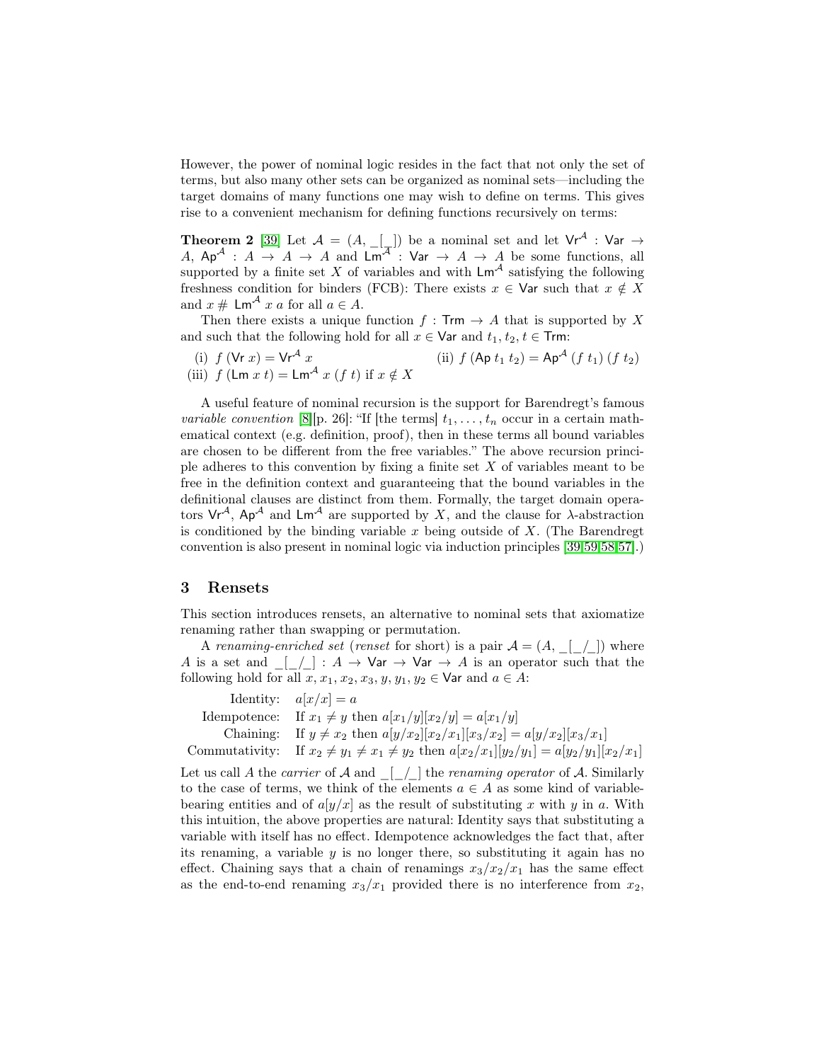However, the power of nominal logic resides in the fact that not only the set of terms, but also many other sets can be organized as nominal sets—including the target domains of many functions one may wish to define on terms. This gives rise to a convenient mechanism for defining functions recursively on terms:

**Theorem 2** [39] Let $\mathcal{A} = (A, \_[\_])$ be a nominal set and let $\mathsf{Vr}^{\mathcal{A}} : \mathsf{Var} \to A$, $\mathsf{Ap}^{\mathcal{A}} : A \to A \to A$ and $\mathsf{Lm}^{\mathcal{A}} : \mathsf{Var} \to A \to A$ be some functions, all supported by a finite set $X$ of variables and with $\mathsf{Lm}^{\mathcal{A}}$ satisfying the following freshness condition for binders (FCB): There exists $x \in \mathsf{Var}$ such that $x \notin X$ and $x \# \mathsf{Lm}^{\mathcal{A}}\ x\ a$ for all $a \in A$.

Then there exists a unique function $f : \mathsf{Trm} \to A$ that is supported by $X$ and such that the following hold for all $x \in \mathsf{Var}$ and $t_1, t_2, t \in \mathsf{Trm}$:

(i) $f\ (\mathsf{Vr}\ x) = \mathsf{Vr}^{\mathcal{A}}\ x$ (ii) $f\ (\mathsf{Ap}\ t_1\ t_2) = \mathsf{Ap}^{\mathcal{A}}\ (f\ t_1)\ (f\ t_2)$

(iii) $f\ (\mathsf{Lm}\ x\ t) = \mathsf{Lm}^{\mathcal{A}}\ x\ (f\ t)$ if $x \notin X$

A useful feature of nominal recursion is the support for Barendregt's famous *variable convention* [8][p. 26]: "If [the terms] $t_1, \ldots, t_n$ occur in a certain mathematical context (e.g. definition, proof), then in these terms all bound variables are chosen to be different from the free variables." The above recursion principle adheres to this convention by fixing a finite set $X$ of variables meant to be free in the definition context and guaranteeing that the bound variables in the definitional clauses are distinct from them. Formally, the target domain operators $\mathsf{Vr}^{\mathcal{A}}$, $\mathsf{Ap}^{\mathcal{A}}$ and $\mathsf{Lm}^{\mathcal{A}}$ are supported by $X$, and the clause for $\lambda$-abstraction is conditioned by the binding variable $x$ being outside of $X$. (The Barendregt convention is also present in nominal logic via induction principles [39,59,58,57].)

## 3 Rensets

This section introduces rensets, an alternative to nominal sets that axiomatize renaming rather than swapping or permutation.

A *renaming-enriched set* (*renset* for short) is a pair $\mathcal{A} = (A, \_[\_/\_])$ where $A$ is a set and $\_[\_/\_] : A \to \mathsf{Var} \to \mathsf{Var} \to A$ is an operator such that the following hold for all $x, x_1, x_2, x_3, y, y_1, y_2 \in \mathsf{Var}$ and $a \in A$:

Identity: $a[x/x] = a$

Idempotence: If $x_1 \neq y$ then $a[x_1/y][x_2/y] = a[x_1/y]$

Chaining: If $y \neq x_2$ then $a[y/x_2][x_2/x_1][x_3/x_2] = a[y/x_2][x_3/x_1]$

Commutativity: If $x_2 \neq y_1 \neq x_1 \neq y_2$ then $a[x_2/x_1][y_2/y_1] = a[y_2/y_1][x_2/x_1]$

Let us call $A$ the *carrier* of $\mathcal{A}$ and $\_[\_/\_]$ the *renaming operator* of $\mathcal{A}$. Similarly to the case of terms, we think of the elements $a \in A$ as some kind of variable-bearing entities and of $a[y/x]$ as the result of substituting $x$ with $y$ in $a$. With this intuition, the above properties are natural: Identity says that substituting a variable with itself has no effect. Idempotence acknowledges the fact that, after its renaming, a variable $y$ is no longer there, so substituting it again has no effect. Chaining says that a chain of renamings $x_3/x_2/x_1$ has the same effect as the end-to-end renaming $x_3/x_1$ provided there is no interference from $x_2$,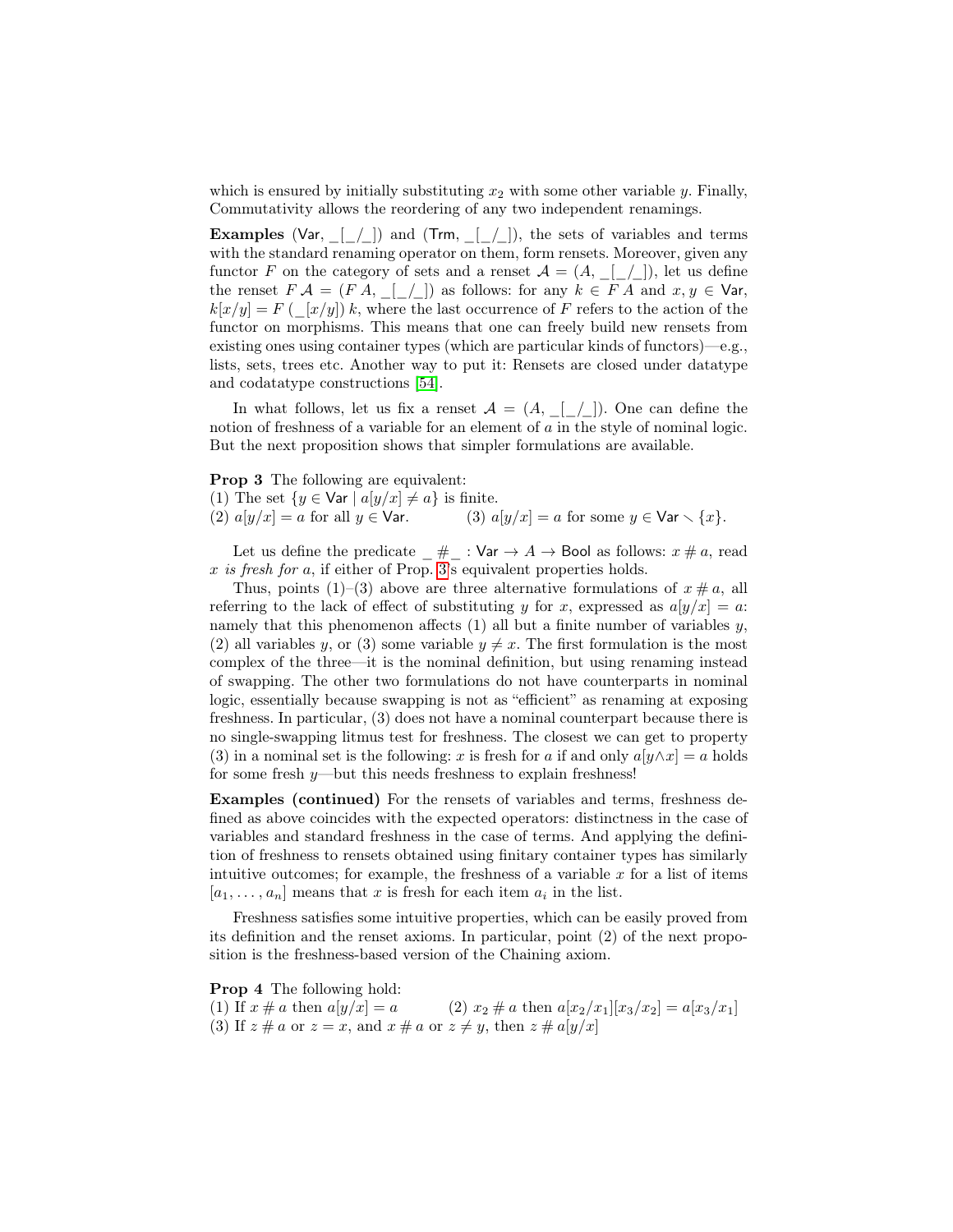which is ensured by initially substituting $x_2$ with some other variable $y$. Finally, Commutativity allows the reordering of any two independent renamings.

**Examples** $(\mathsf{Var}, \_[\_/\_])$ and $(\mathsf{Trm}, \_[\_/\_])$, the sets of variables and terms with the standard renaming operator on them, form rensets. Moreover, given any functor $F$ on the category of sets and a renset $\mathcal{A} = (A, \_[\_/\_])$, let us define the renset $F\,\mathcal{A} = (F\,A, \_[\_/\_])$ as follows: for any $k \in F\,A$ and $x, y \in \mathsf{Var}$, $k[x/y] = F\ (\_[x/y])\ k$, where the last occurrence of $F$ refers to the action of the functor on morphisms. This means that one can freely build new rensets from existing ones using container types (which are particular kinds of functors)—e.g., lists, sets, trees etc. Another way to put it: Rensets are closed under datatype and codatatype constructions [54].

In what follows, let us fix a renset $\mathcal{A} = (A, \_[\_/\_])$. One can define the notion of freshness of a variable for an element of $a$ in the style of nominal logic. But the next proposition shows that simpler formulations are available.

**Prop 3** The following are equivalent:
(1) The set $\{y \in \mathsf{Var} \mid a[y/x] \neq a\}$ is finite.
(2) $a[y/x] = a$ for all $y \in \mathsf{Var}$. (3) $a[y/x] = a$ for some $y \in \mathsf{Var} \smallsetminus \{x\}$.

Let us define the predicate $\_ \# \_ : \mathsf{Var} \to A \to \mathsf{Bool}$ as follows: $x \# a$, read *$x$ is fresh for $a$*, if either of Prop. 3's equivalent properties holds.

Thus, points (1)–(3) above are three alternative formulations of $x \# a$, all referring to the lack of effect of substituting $y$ for $x$, expressed as $a[y/x] = a$: namely that this phenomenon affects (1) all but a finite number of variables $y$, (2) all variables $y$, or (3) some variable $y \neq x$. The first formulation is the most complex of the three—it is the nominal definition, but using renaming instead of swapping. The other two formulations do not have counterparts in nominal logic, essentially because swapping is not as "efficient" as renaming at exposing freshness. In particular, (3) does not have a nominal counterpart because there is no single-swapping litmus test for freshness. The closest we can get to property (3) in a nominal set is the following: $x$ is fresh for $a$ if and only $a[y \wedge x] = a$ holds for some fresh $y$—but this needs freshness to explain freshness!

**Examples (continued)** For the rensets of variables and terms, freshness defined as above coincides with the expected operators: distinctness in the case of variables and standard freshness in the case of terms. And applying the definition of freshness to rensets obtained using finitary container types has similarly intuitive outcomes; for example, the freshness of a variable $x$ for a list of items $[a_1, \ldots, a_n]$ means that $x$ is fresh for each item $a_i$ in the list.

Freshness satisfies some intuitive properties, which can be easily proved from its definition and the renset axioms. In particular, point (2) of the next proposition is the freshness-based version of the Chaining axiom.

**Prop 4** The following hold:
(1) If $x \# a$ then $a[y/x] = a$ (2) $x_2 \# a$ then $a[x_2/x_1][x_3/x_2] = a[x_3/x_1]$
(3) If $z \# a$ or $z = x$, and $x \# a$ or $z \neq y$, then $z \# a[y/x]$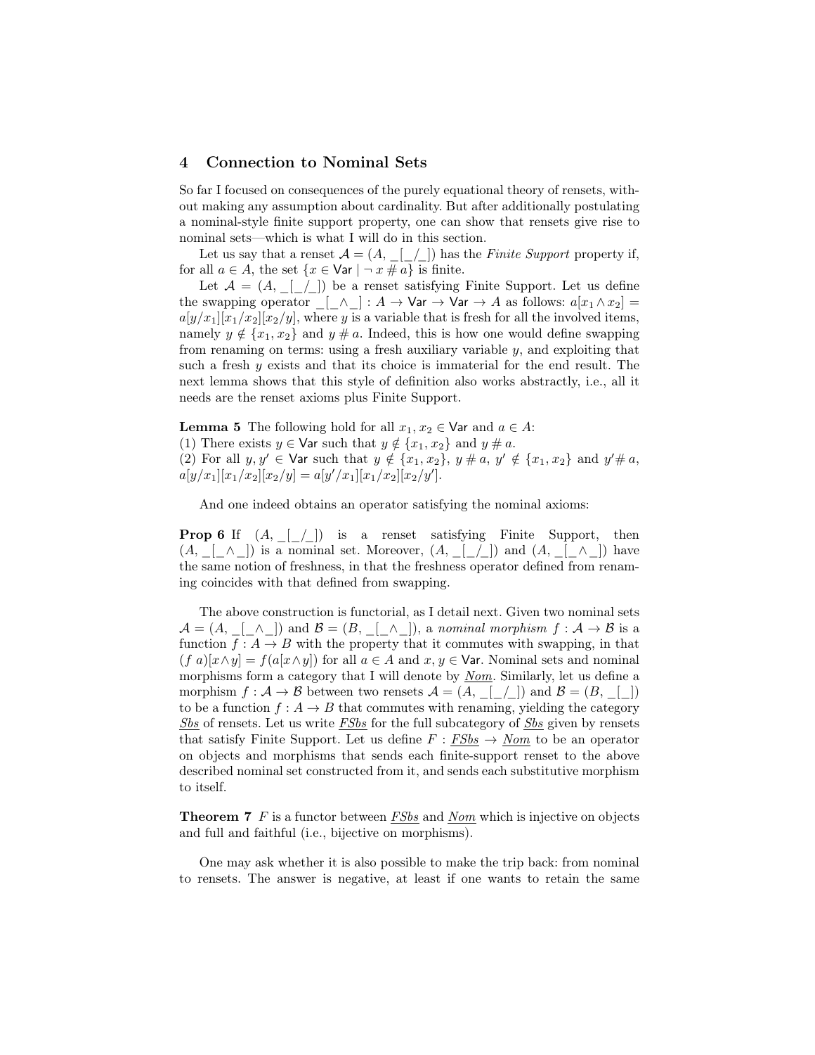## 4 Connection to Nominal Sets

So far I focused on consequences of the purely equational theory of rensets, without making any assumption about cardinality. But after additionally postulating a nominal-style finite support property, one can show that rensets give rise to nominal sets—which is what I will do in this section.

Let us say that a renset $\mathcal{A} = (A, \_[\_/\_])$ has the *Finite Support* property if, for all $a \in A$, the set $\{x \in \mathsf{Var} \mid \neg\, x \# a\}$ is finite.

Let $\mathcal{A} = (A, \_[\_/\_])$ be a renset satisfying Finite Support. Let us define the swapping operator $\_[\_ \wedge \_] : A \to \mathsf{Var} \to \mathsf{Var} \to A$ as follows: $a[x_1 \wedge x_2] = a[y/x_1][x_1/x_2][x_2/y]$, where $y$ is a variable that is fresh for all the involved items, namely $y \notin \{x_1, x_2\}$ and $y \# a$. Indeed, this is how one would define swapping from renaming on terms: using a fresh auxiliary variable $y$, and exploiting that such a fresh $y$ exists and that its choice is immaterial for the end result. The next lemma shows that this style of definition also works abstractly, i.e., all it needs are the renset axioms plus Finite Support.

**Lemma 5** The following hold for all $x_1, x_2 \in \mathsf{Var}$ and $a \in A$:
(1) There exists $y \in \mathsf{Var}$ such that $y \notin \{x_1, x_2\}$ and $y \# a$.
(2) For all $y, y' \in \mathsf{Var}$ such that $y \notin \{x_1, x_2\}$, $y \# a$, $y' \notin \{x_1, x_2\}$ and $y' \# a$, $a[y/x_1][x_1/x_2][x_2/y] = a[y'/x_1][x_1/x_2][x_2/y']$.

And one indeed obtains an operator satisfying the nominal axioms:

**Prop 6** If $(A, \_[\_/\_])$ is a renset satisfying Finite Support, then $(A, \_[\_ \wedge \_])$ is a nominal set. Moreover, $(A, \_[\_/\_])$ and $(A, \_[\_ \wedge \_])$ have the same notion of freshness, in that the freshness operator defined from renaming coincides with that defined from swapping.

The above construction is functorial, as I detail next. Given two nominal sets $\mathcal{A} = (A, \_[\_ \wedge \_])$ and $\mathcal{B} = (B, \_[\_ \wedge \_])$, a *nominal morphism* $f : \mathcal{A} \to \mathcal{B}$ is a function $f : A \to B$ with the property that it commutes with swapping, in that $(f\ a)[x \wedge y] = f(a[x \wedge y])$ for all $a \in A$ and $x, y \in \mathsf{Var}$. Nominal sets and nominal morphisms form a category that I will denote by $\underline{Nom}$. Similarly, let us define a morphism $f : \mathcal{A} \to \mathcal{B}$ between two rensets $\mathcal{A} = (A, \_[\_/\_])$ and $\mathcal{B} = (B, \_[\_])$ to be a function $f : A \to B$ that commutes with renaming, yielding the category $\underline{Sbs}$ of rensets. Let us write $\underline{FSbs}$ for the full subcategory of $\underline{Sbs}$ given by rensets that satisfy Finite Support. Let us define $F : \underline{FSbs} \to \underline{Nom}$ to be an operator on objects and morphisms that sends each finite-support renset to the above described nominal set constructed from it, and sends each substitutive morphism to itself.

**Theorem 7** $F$ is a functor between $\underline{FSbs}$ and $\underline{Nom}$ which is injective on objects and full and faithful (i.e., bijective on morphisms).

One may ask whether it is also possible to make the trip back: from nominal to rensets. The answer is negative, at least if one wants to retain the same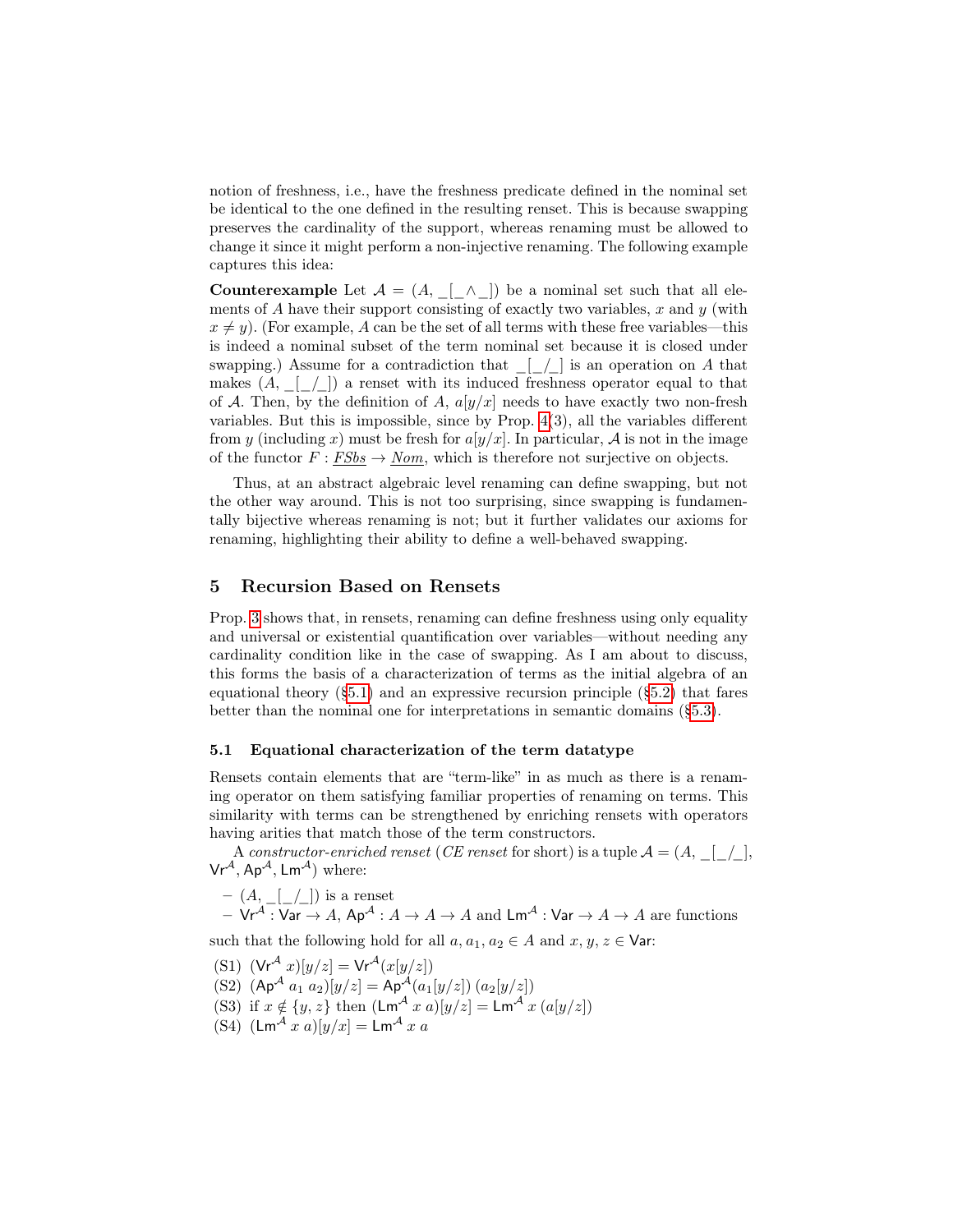notion of freshness, i.e., have the freshness predicate defined in the nominal set be identical to the one defined in the resulting renset. This is because swapping preserves the cardinality of the support, whereas renaming must be allowed to change it since it might perform a non-injective renaming. The following example captures this idea:

**Counterexample** Let $\mathcal{A} = (A, \_[\_\wedge\_])$ be a nominal set such that all elements of $A$ have their support consisting of exactly two variables, $x$ and $y$ (with $x \neq y$). (For example, $A$ can be the set of all terms with these free variables—this is indeed a nominal subset of the term nominal set because it is closed under swapping.) Assume for a contradiction that $\_[\_/\_]$ is an operation on $A$ that makes $(A, \_[\_/\_])$ a renset with its induced freshness operator equal to that of $\mathcal{A}$. Then, by the definition of $A$, $a[y/x]$ needs to have exactly two non-fresh variables. But this is impossible, since by Prop. 4(3), all the variables different from $y$ (including $x$) must be fresh for $a[y/x]$. In particular, $\mathcal{A}$ is not in the image of the functor $F : \underline{FSbs} \to \underline{Nom}$, which is therefore not surjective on objects.

Thus, at an abstract algebraic level renaming can define swapping, but not the other way around. This is not too surprising, since swapping is fundamentally bijective whereas renaming is not; but it further validates our axioms for renaming, highlighting their ability to define a well-behaved swapping.

## 5 Recursion Based on Rensets

Prop. 3 shows that, in rensets, renaming can define freshness using only equality and universal or existential quantification over variables—without needing any cardinality condition like in the case of swapping. As I am about to discuss, this forms the basis of a characterization of terms as the initial algebra of an equational theory (§5.1) and an expressive recursion principle (§5.2) that fares better than the nominal one for interpretations in semantic domains (§5.3).

### 5.1 Equational characterization of the term datatype

Rensets contain elements that are "term-like" in as much as there is a renaming operator on them satisfying familiar properties of renaming on terms. This similarity with terms can be strengthened by enriching rensets with operators having arities that match those of the term constructors.

A *constructor-enriched renset* (*CE renset* for short) is a tuple $\mathcal{A} = (A, \_[\_/\_], \mathsf{Vr}^{\mathcal{A}}, \mathsf{Ap}^{\mathcal{A}}, \mathsf{Lm}^{\mathcal{A}})$ where:

- $(A, \_[\_/\_])$ is a renset
- $\mathsf{Vr}^{\mathcal{A}} : \mathsf{Var} \to A$, $\mathsf{Ap}^{\mathcal{A}} : A \to A \to A$ and $\mathsf{Lm}^{\mathcal{A}} : \mathsf{Var} \to A \to A$ are functions

such that the following hold for all $a, a_1, a_2 \in A$ and $x, y, z \in \mathsf{Var}$:

(S1) $(\mathsf{Vr}^{\mathcal{A}}\ x)[y/z] = \mathsf{Vr}^{\mathcal{A}}(x[y/z])$
(S2) $(\mathsf{Ap}^{\mathcal{A}}\ a_1\ a_2)[y/z] = \mathsf{Ap}^{\mathcal{A}}(a_1[y/z])\ (a_2[y/z])$
(S3) if $x \notin \{y, z\}$ then $(\mathsf{Lm}^{\mathcal{A}}\ x\ a)[y/z] = \mathsf{Lm}^{\mathcal{A}}\ x\ (a[y/z])$
(S4) $(\mathsf{Lm}^{\mathcal{A}}\ x\ a)[y/x] = \mathsf{Lm}^{\mathcal{A}}\ x\ a$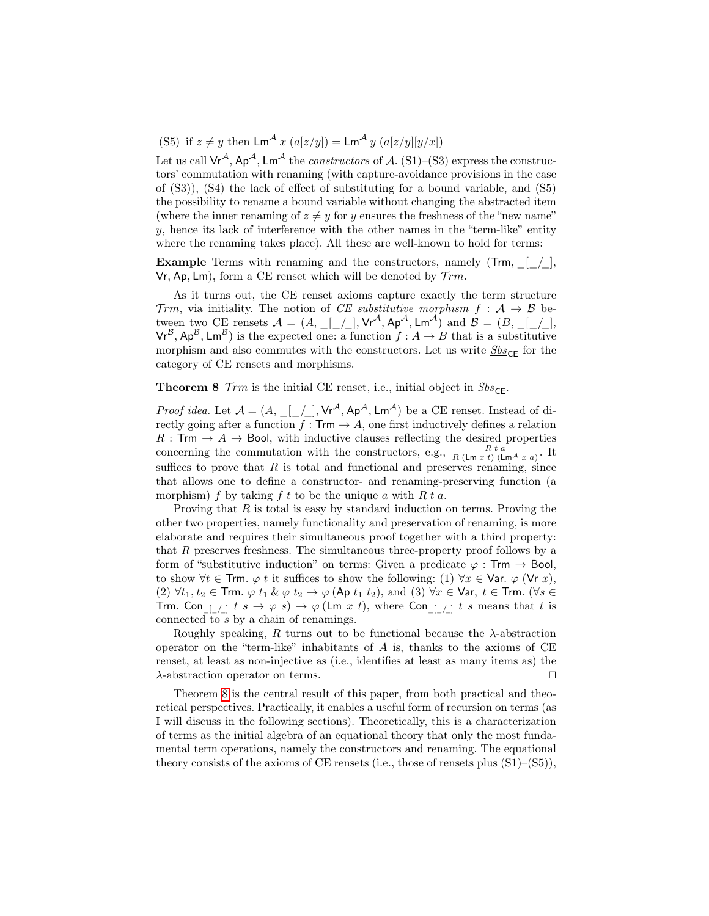(S5) if $z \neq y$ then $\mathsf{Lm}^{\mathcal{A}}\ x\ (a[z/y]) = \mathsf{Lm}^{\mathcal{A}}\ y\ (a[z/y][y/x])$

Let us call $\mathsf{Vr}^{\mathcal{A}}, \mathsf{Ap}^{\mathcal{A}}, \mathsf{Lm}^{\mathcal{A}}$ the *constructors* of $\mathcal{A}$. (S1)–(S3) express the constructors' commutation with renaming (with capture-avoidance provisions in the case of (S3)), (S4) the lack of effect of substituting for a bound variable, and (S5) the possibility to rename a bound variable without changing the abstracted item (where the inner renaming of $z \neq y$ for $y$ ensures the freshness of the "new name" $y$, hence its lack of interference with the other names in the "term-like" entity where the renaming takes place). All these are well-known to hold for terms:

**Example** Terms with renaming and the constructors, namely $(\mathsf{Trm}, \_[\_/\_], \mathsf{Vr}, \mathsf{Ap}, \mathsf{Lm})$, form a CE renset which will be denoted by $\mathcal{T}rm$.

As it turns out, the CE renset axioms capture exactly the term structure $\mathcal{T}rm$, via initiality. The notion of *CE substitutive morphism* $f : \mathcal{A} \to \mathcal{B}$ between two CE rensets $\mathcal{A} = (A, \_[\_/\_], \mathsf{Vr}^{\mathcal{A}}, \mathsf{Ap}^{\mathcal{A}}, \mathsf{Lm}^{\mathcal{A}})$ and $\mathcal{B} = (B, \_[\_/\_], \mathsf{Vr}^{\mathcal{B}}, \mathsf{Ap}^{\mathcal{B}}, \mathsf{Lm}^{\mathcal{B}})$ is the expected one: a function $f : A \to B$ that is a substitutive morphism and also commutes with the constructors. Let us write $\underline{Sbs}_{\mathsf{CE}}$ for the category of CE rensets and morphisms.

**Theorem 8** $\mathcal{T}rm$ *is the initial CE renset, i.e., initial object in* $\underline{Sbs}_{\mathsf{CE}}$.

*Proof idea.* Let $\mathcal{A} = (A, \_[\_/\_], \mathsf{Vr}^{\mathcal{A}}, \mathsf{Ap}^{\mathcal{A}}, \mathsf{Lm}^{\mathcal{A}})$ be a CE renset. Instead of directly going after a function $f : \mathsf{Trm} \to A$, one first inductively defines a relation $R : \mathsf{Trm} \to A \to \mathsf{Bool}$, with inductive clauses reflecting the desired properties concerning the commutation with the constructors, e.g., $\frac{R\ t\ a}{R\ (\mathsf{Lm}\ x\ t)\ (\mathsf{Lm}^{\mathcal{A}}\ x\ a)}$. It suffices to prove that $R$ is total and functional and preserves renaming, since that allows one to define a constructor- and renaming-preserving function (a morphism) $f$ by taking $f\ t$ to be the unique $a$ with $R\ t\ a$.

Proving that $R$ is total is easy by standard induction on terms. Proving the other two properties, namely functionality and preservation of renaming, is more elaborate and requires their simultaneous proof together with a third property: that $R$ preserves freshness. The simultaneous three-property proof follows by a form of "substitutive induction" on terms: Given a predicate $\varphi : \mathsf{Trm} \to \mathsf{Bool}$, to show $\forall t \in \mathsf{Trm}.\ \varphi\ t$ it suffices to show the following: (1) $\forall x \in \mathsf{Var}.\ \varphi\ (\mathsf{Vr}\ x)$, (2) $\forall t_1, t_2 \in \mathsf{Trm}.\ \varphi\ t_1\ \&\ \varphi\ t_2 \to \varphi\ (\mathsf{Ap}\ t_1\ t_2)$, and (3) $\forall x \in \mathsf{Var},\ t \in \mathsf{Trm}.\ (\forall s \in \mathsf{Trm}.\ \mathsf{Con}_{\_[\_/\_]}\ t\ s \to \varphi\ s) \to \varphi\ (\mathsf{Lm}\ x\ t)$, where $\mathsf{Con}_{\_[\_/\_]}\ t\ s$ means that $t$ is connected to $s$ by a chain of renamings.

Roughly speaking, $R$ turns out to be functional because the $\lambda$-abstraction operator on the "term-like" inhabitants of $A$ is, thanks to the axioms of CE renset, at least as non-injective as (i.e., identifies at least as many items as) the $\lambda$-abstraction operator on terms. $\square$

Theorem 8 is the central result of this paper, from both practical and theoretical perspectives. Practically, it enables a useful form of recursion on terms (as I will discuss in the following sections). Theoretically, this is a characterization of terms as the initial algebra of an equational theory that only the most fundamental term operations, namely the constructors and renaming. The equational theory consists of the axioms of CE rensets (i.e., those of rensets plus (S1)–(S5)),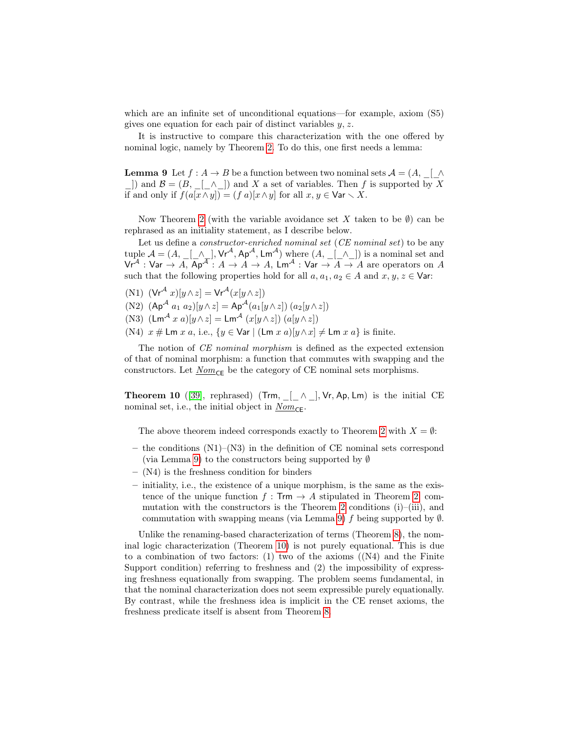which are an infinite set of unconditional equations—for example, axiom (S5) gives one equation for each pair of distinct variables $y, z$.

It is instructive to compare this characterization with the one offered by nominal logic, namely by Theorem 2. To do this, one first needs a lemma:

**Lemma 9** Let $f : A \to B$ be a function between two nominal sets $\mathcal{A} = (A, \_[\_\wedge\_])$ and $\mathcal{B} = (B, \_[\_\wedge\_])$ and $X$ a set of variables. Then $f$ is supported by $X$ if and only if $f(a[x\wedge y]) = (f\ a)[x\wedge y]$ for all $x, y \in \mathsf{Var} \smallsetminus X$.

Now Theorem 2 (with the variable avoidance set $X$ taken to be $\emptyset$) can be rephrased as an initiality statement, as I describe below.

Let us define a *constructor-enriched nominal set* (*CE nominal set*) to be any tuple $\mathcal{A} = (A, \_[\_\wedge\_], \mathsf{Vr}^{\mathcal{A}}, \mathsf{Ap}^{\mathcal{A}}, \mathsf{Lm}^{\mathcal{A}})$ where $(A, \_[\_\wedge\_])$ is a nominal set and $\mathsf{Vr}^{\mathcal{A}} : \mathsf{Var} \to A$, $\mathsf{Ap}^{\mathcal{A}} : A \to A \to A$, $\mathsf{Lm}^{\mathcal{A}} : \mathsf{Var} \to A \to A$ are operators on $A$ such that the following properties hold for all $a, a_1, a_2 \in A$ and $x, y, z \in \mathsf{Var}$:

(N1) $(\mathsf{Vr}^{\mathcal{A}}\ x)[y\wedge z] = \mathsf{Vr}^{\mathcal{A}}(x[y\wedge z])$
(N2) $(\mathsf{Ap}^{\mathcal{A}}\ a_1\ a_2)[y\wedge z] = \mathsf{Ap}^{\mathcal{A}}(a_1[y\wedge z])\ (a_2[y\wedge z])$
(N3) $(\mathsf{Lm}^{\mathcal{A}}\ x\ a)[y\wedge z] = \mathsf{Lm}^{\mathcal{A}}\ (x[y\wedge z])\ (a[y\wedge z])$
(N4) $x \# \mathsf{Lm}\ x\ a$, i.e., $\{y \in \mathsf{Var} \mid (\mathsf{Lm}\ x\ a)[y\wedge x] \neq \mathsf{Lm}\ x\ a\}$ is finite.

The notion of *CE nominal morphism* is defined as the expected extension of that of nominal morphism: a function that commutes with swapping and the constructors. Let $\underline{Nom}_{\mathsf{CE}}$ be the category of CE nominal sets morphisms.

**Theorem 10** ([39], rephrased) $(\mathsf{Trm}, \_[\_\wedge\_], \mathsf{Vr}, \mathsf{Ap}, \mathsf{Lm})$ is the initial CE nominal set, i.e., the initial object in $\underline{Nom}_{\mathsf{CE}}$.

The above theorem indeed corresponds exactly to Theorem 2 with $X = \emptyset$:

- the conditions (N1)–(N3) in the definition of CE nominal sets correspond (via Lemma 9) to the constructors being supported by $\emptyset$
- (N4) is the freshness condition for binders
- initiality, i.e., the existence of a unique morphism, is the same as the existence of the unique function $f : \mathsf{Trm} \to A$ stipulated in Theorem 2: commutation with the constructors is the Theorem 2 conditions (i)–(iii), and commutation with swapping means (via Lemma 9) $f$ being supported by $\emptyset$.

Unlike the renaming-based characterization of terms (Theorem 8), the nominal logic characterization (Theorem 10) is not purely equational. This is due to a combination of two factors: (1) two of the axioms ((N4) and the Finite Support condition) referring to freshness and (2) the impossibility of expressing freshness equationally from swapping. The problem seems fundamental, in that the nominal characterization does not seem expressible purely equationally. By contrast, while the freshness idea is implicit in the CE renset axioms, the freshness predicate itself is absent from Theorem 8.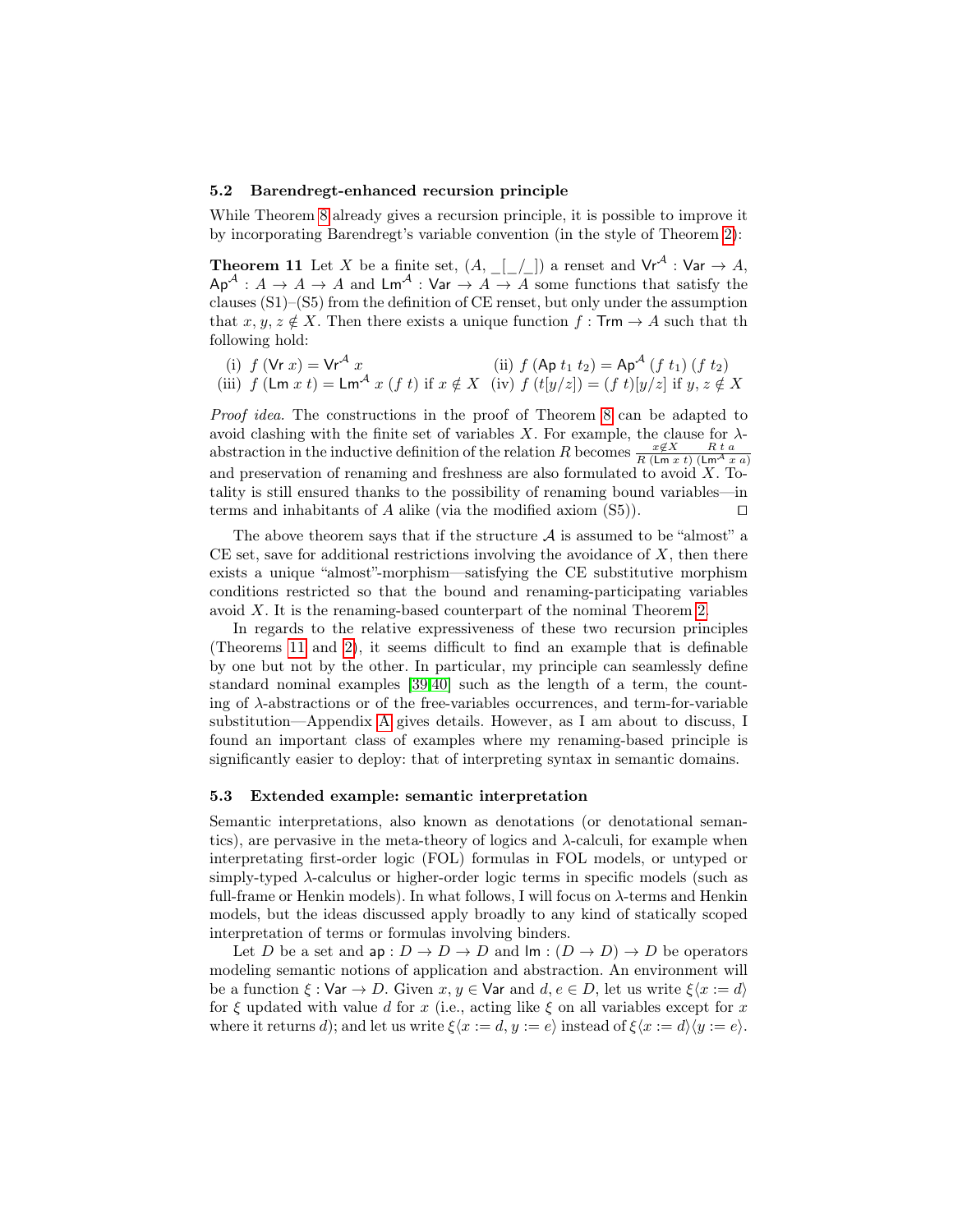### 5.2 Barendregt-enhanced recursion principle

While Theorem 8 already gives a recursion principle, it is possible to improve it by incorporating Barendregt's variable convention (in the style of Theorem 2):

**Theorem 11** Let $X$ be a finite set, $(A, \_[\_/\_])$ a renset and $\mathsf{Vr}^{\mathcal{A}} : \mathsf{Var} \to A$, $\mathsf{Ap}^{\mathcal{A}} : A \to A \to A$ and $\mathsf{Lm}^{\mathcal{A}} : \mathsf{Var} \to A \to A$ some functions that satisfy the clauses (S1)–(S5) from the definition of CE renset, but only under the assumption that $x, y, z \notin X$. Then there exists a unique function $f : \mathsf{Trm} \to A$ such that th following hold:

(i) $f\ (\mathsf{Vr}\ x) = \mathsf{Vr}^{\mathcal{A}}\ x$ (ii) $f\ (\mathsf{Ap}\ t_1\ t_2) = \mathsf{Ap}^{\mathcal{A}}\ (f\ t_1)\ (f\ t_2)$
(iii) $f\ (\mathsf{Lm}\ x\ t) = \mathsf{Lm}^{\mathcal{A}}\ x\ (f\ t)$ if $x \notin X$ (iv) $f\ (t[y/z]) = (f\ t)[y/z]$ if $y, z \notin X$

*Proof idea.* The constructions in the proof of Theorem 8 can be adapted to avoid clashing with the finite set of variables $X$. For example, the clause for $\lambda$-abstraction in the inductive definition of the relation $R$ becomes $\frac{x \notin X \qquad R\ t\ a}{R\ (\mathsf{Lm}\ x\ t)\ (\mathsf{Lm}^{\mathcal{A}}\ x\ a)}$ and preservation of renaming and freshness are also formulated to avoid $X$. Totality is still ensured thanks to the possibility of renaming bound variables—in terms and inhabitants of $A$ alike (via the modified axiom (S5)). ◻

The above theorem says that if the structure $\mathcal{A}$ is assumed to be "almost" a CE set, save for additional restrictions involving the avoidance of $X$, then there exists a unique "almost"-morphism—satisfying the CE substitutive morphism conditions restricted so that the bound and renaming-participating variables avoid $X$. It is the renaming-based counterpart of the nominal Theorem 2.

In regards to the relative expressiveness of these two recursion principles (Theorems 11 and 2), it seems difficult to find an example that is definable by one but not by the other. In particular, my principle can seamlessly define standard nominal examples [39,40] such as the length of a term, the counting of $\lambda$-abstractions or of the free-variables occurrences, and term-for-variable substitution—Appendix A gives details. However, as I am about to discuss, I found an important class of examples where my renaming-based principle is significantly easier to deploy: that of interpreting syntax in semantic domains.

### 5.3 Extended example: semantic interpretation

Semantic interpretations, also known as denotations (or denotational semantics), are pervasive in the meta-theory of logics and $\lambda$-calculi, for example when interpretating first-order logic (FOL) formulas in FOL models, or untyped or simply-typed $\lambda$-calculus or higher-order logic terms in specific models (such as full-frame or Henkin models). In what follows, I will focus on $\lambda$-terms and Henkin models, but the ideas discussed apply broadly to any kind of statically scoped interpretation of terms or formulas involving binders.

Let $D$ be a set and $\mathsf{ap} : D \to D \to D$ and $\mathsf{lm} : (D \to D) \to D$ be operators modeling semantic notions of application and abstraction. An environment will be a function $\xi : \mathsf{Var} \to D$. Given $x, y \in \mathsf{Var}$ and $d, e \in D$, let us write $\xi\langle x := d\rangle$ for $\xi$ updated with value $d$ for $x$ (i.e., acting like $\xi$ on all variables except for $x$ where it returns $d$); and let us write $\xi\langle x := d, y := e\rangle$ instead of $\xi\langle x := d\rangle\langle y := e\rangle$.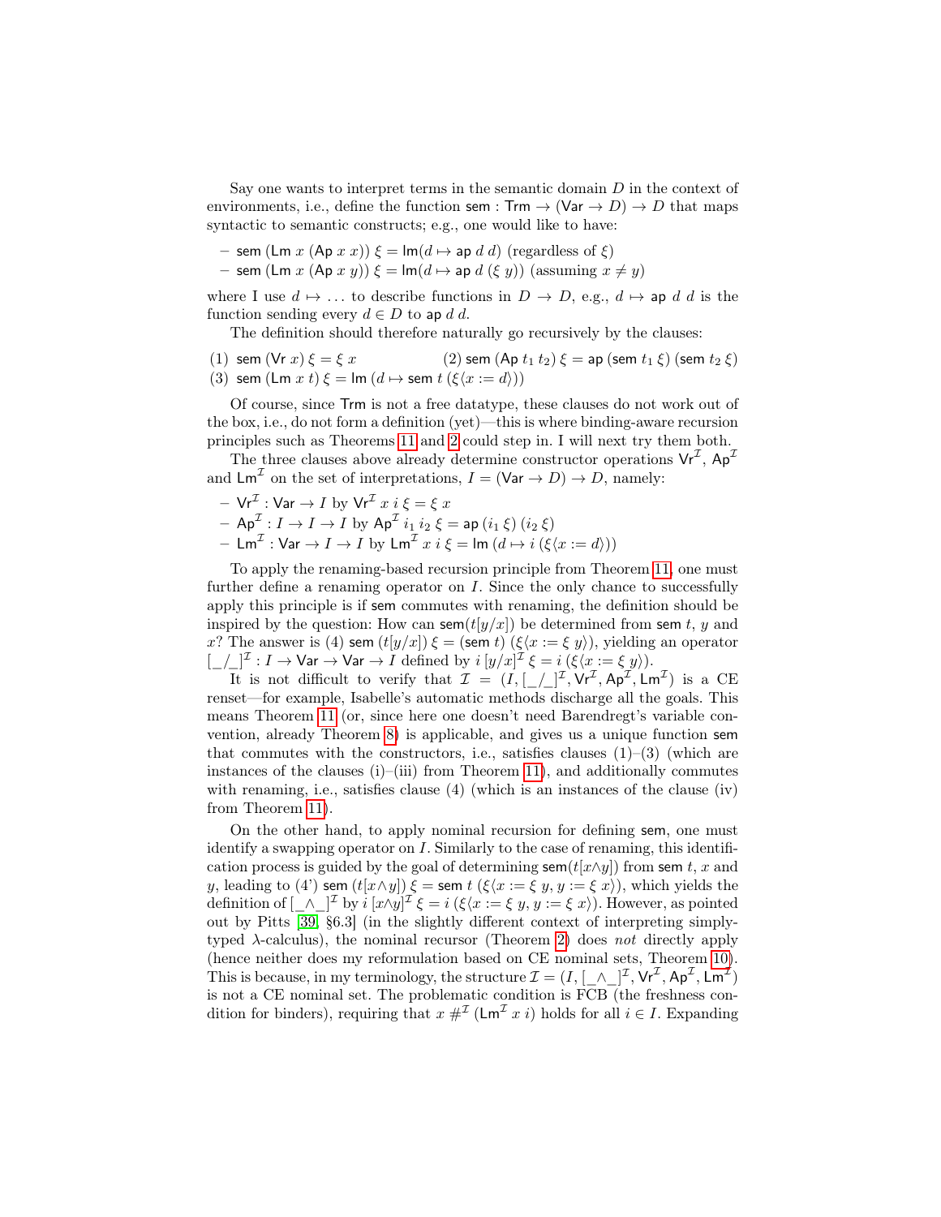Say one wants to interpret terms in the semantic domain $D$ in the context of environments, i.e., define the function $\mathsf{sem} : \mathsf{Trm} \to (\mathsf{Var} \to D) \to D$ that maps syntactic to semantic constructs; e.g., one would like to have:

- $\mathsf{sem}\ (\mathsf{Lm}\ x\ (\mathsf{Ap}\ x\ x))\ \xi = \mathsf{lm}(d \mapsto \mathsf{ap}\ d\ d)$ (regardless of $\xi$)
- $\mathsf{sem}\ (\mathsf{Lm}\ x\ (\mathsf{Ap}\ x\ y))\ \xi = \mathsf{lm}(d \mapsto \mathsf{ap}\ d\ (\xi\ y))$ (assuming $x \neq y$)

where I use $d \mapsto \ldots$ to describe functions in $D \to D$, e.g., $d \mapsto \mathsf{ap}\ d\ d$ is the function sending every $d \in D$ to $\mathsf{ap}\ d\ d$.

The definition should therefore naturally go recursively by the clauses:

(1) $\mathsf{sem}\ (\mathsf{Vr}\ x)\ \xi = \xi\ x$ (2) $\mathsf{sem}\ (\mathsf{Ap}\ t_1\ t_2)\ \xi = \mathsf{ap}\ (\mathsf{sem}\ t_1\ \xi)\ (\mathsf{sem}\ t_2\ \xi)$
(3) $\mathsf{sem}\ (\mathsf{Lm}\ x\ t)\ \xi = \mathsf{lm}\ (d \mapsto \mathsf{sem}\ t\ (\xi\langle x := d\rangle))$

Of course, since $\mathsf{Trm}$ is not a free datatype, these clauses do not work out of the box, i.e., do not form a definition (yet)—this is where binding-aware recursion principles such as Theorems 11 and 2 could step in. I will next try them both.

The three clauses above already determine constructor operations $\mathsf{Vr}^{\mathcal{I}}$, $\mathsf{Ap}^{\mathcal{I}}$ and $\mathsf{Lm}^{\mathcal{I}}$ on the set of interpretations, $I = (\mathsf{Var} \to D) \to D$, namely:

- $\mathsf{Vr}^{\mathcal{I}} : \mathsf{Var} \to I$ by $\mathsf{Vr}^{\mathcal{I}}\ x\ i\ \xi = \xi\ x$
- $\mathsf{Ap}^{\mathcal{I}} : I \to I \to I$ by $\mathsf{Ap}^{\mathcal{I}}\ i_1\ i_2\ \xi = \mathsf{ap}\ (i_1\ \xi)\ (i_2\ \xi)$
- $\mathsf{Lm}^{\mathcal{I}} : \mathsf{Var} \to I \to I$ by $\mathsf{Lm}^{\mathcal{I}}\ x\ i\ \xi = \mathsf{lm}\ (d \mapsto i\ (\xi\langle x := d\rangle))$

To apply the renaming-based recursion principle from Theorem 11, one must further define a renaming operator on $I$. Since the only chance to successfully apply this principle is if $\mathsf{sem}$ commutes with renaming, the definition should be inspired by the question: How can $\mathsf{sem}(t[y/x])$ be determined from $\mathsf{sem}\ t$, $y$ and $x$? The answer is (4) $\mathsf{sem}\ (t[y/x])\ \xi = (\mathsf{sem}\ t)\ (\xi\langle x := \xi\ y\rangle)$, yielding an operator $[\_/\_]^{\mathcal{I}} : I \to \mathsf{Var} \to \mathsf{Var} \to I$ defined by $i\ [y/x]^{\mathcal{I}}\ \xi = i\ (\xi\langle x := \xi\ y\rangle)$.

It is not difficult to verify that $\mathcal{I} = (I, [\_/\_]^{\mathcal{I}}, \mathsf{Vr}^{\mathcal{I}}, \mathsf{Ap}^{\mathcal{I}}, \mathsf{Lm}^{\mathcal{I}})$ is a CE renset—for example, Isabelle's automatic methods discharge all the goals. This means Theorem 11 (or, since here one doesn't need Barendregt's variable convention, already Theorem 8) is applicable, and gives us a unique function $\mathsf{sem}$ that commutes with the constructors, i.e., satisfies clauses (1)–(3) (which are instances of the clauses (i)–(iii) from Theorem 11), and additionally commutes with renaming, i.e., satisfies clause (4) (which is an instances of the clause (iv) from Theorem 11).

On the other hand, to apply nominal recursion for defining $\mathsf{sem}$, one must identify a swapping operator on $I$. Similarly to the case of renaming, this identification process is guided by the goal of determining $\mathsf{sem}(t[x\wedge y])$ from $\mathsf{sem}\ t$, $x$ and $y$, leading to (4') $\mathsf{sem}\ (t[x\wedge y])\ \xi = \mathsf{sem}\ t\ (\xi\langle x := \xi\ y, y := \xi\ x\rangle)$, which yields the definition of $[\_\wedge\_]^{\mathcal{I}}$ by $i\ [x\wedge y]^{\mathcal{I}}\ \xi = i\ (\xi\langle x := \xi\ y, y := \xi\ x\rangle)$. However, as pointed out by Pitts [39, §6.3] (in the slightly different context of interpreting simply-typed $\lambda$-calculus), the nominal recursor (Theorem 2) does *not* directly apply (hence neither does my reformulation based on CE nominal sets, Theorem 10). This is because, in my terminology, the structure $\mathcal{I} = (I, [\_\wedge\_]^{\mathcal{I}}, \mathsf{Vr}^{\mathcal{I}}, \mathsf{Ap}^{\mathcal{I}}, \mathsf{Lm}^{\mathcal{I}})$ is not a CE nominal set. The problematic condition is FCB (the freshness condition for binders), requiring that $x\ \#^{\mathcal{I}}\ (\mathsf{Lm}^{\mathcal{I}}\ x\ i)$ holds for all $i \in I$. Expanding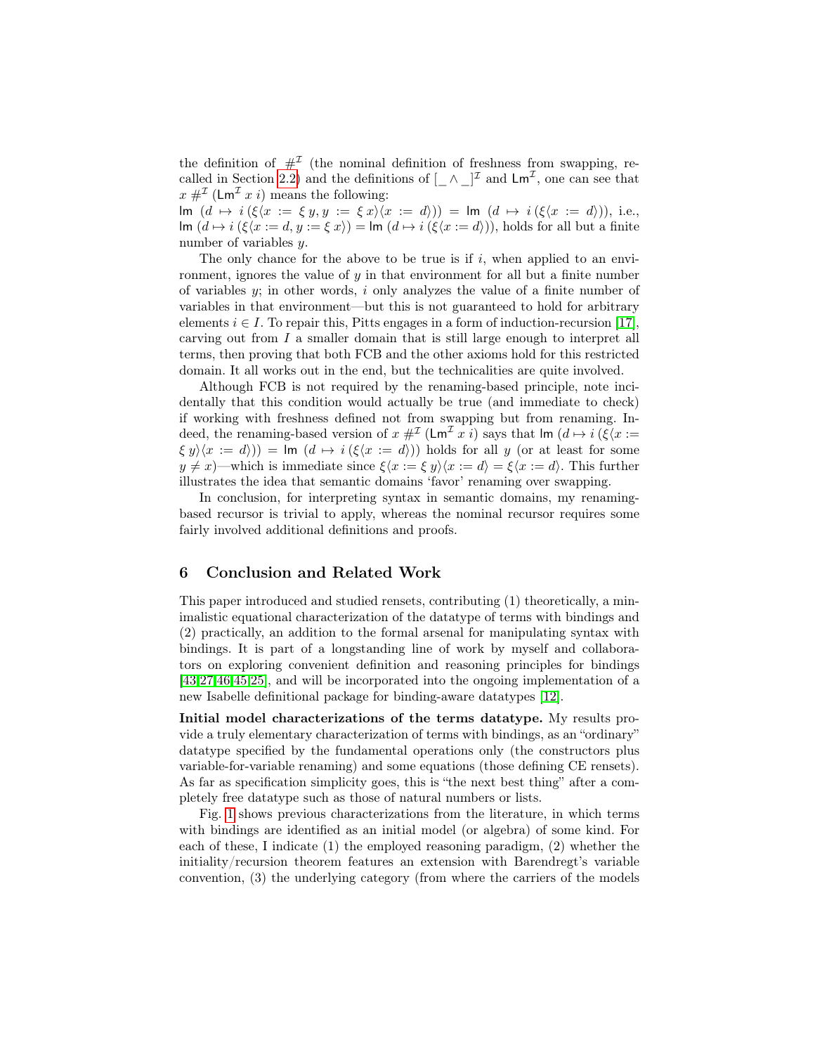the definition of $\#^{\mathcal{I}}$ (the nominal definition of freshness from swapping, recalled in Section 2.2) and the definitions of $[\_ \wedge \_]^{\mathcal{I}}$ and $\mathsf{Lm}^{\mathcal{I}}$, one can see that $x \#^{\mathcal{I}} (\mathsf{Lm}^{\mathcal{I}}\ x\ i)$ means the following:
$\mathsf{Im}\ (d \mapsto i\,(\xi\langle x := \xi\, y, y := \xi\, x\rangle\langle x := d\rangle)) = \mathsf{Im}\ (d \mapsto i\,(\xi\langle x := d\rangle))$, i.e., $\mathsf{Im}\ (d \mapsto i\,(\xi\langle x := d, y := \xi\, x\rangle) = \mathsf{Im}\ (d \mapsto i\,(\xi\langle x := d\rangle))$, holds for all but a finite number of variables $y$.

The only chance for the above to be true is if $i$, when applied to an environment, ignores the value of $y$ in that environment for all but a finite number of variables $y$; in other words, $i$ only analyzes the value of a finite number of variables in that environment—but this is not guaranteed to hold for arbitrary elements $i \in I$. To repair this, Pitts engages in a form of induction-recursion [17], carving out from $I$ a smaller domain that is still large enough to interpret all terms, then proving that both FCB and the other axioms hold for this restricted domain. It all works out in the end, but the technicalities are quite involved.

Although FCB is not required by the renaming-based principle, note incidentally that this condition would actually be true (and immediate to check) if working with freshness defined not from swapping but from renaming. Indeed, the renaming-based version of $x \#^{\mathcal{I}} (\mathsf{Lm}^{\mathcal{I}}\ x\ i)$ says that $\mathsf{Im}\ (d \mapsto i\,(\xi\langle x := \xi\, y\rangle\langle x := d\rangle)) = \mathsf{Im}\ (d \mapsto i\,(\xi\langle x := d\rangle))$ holds for all $y$ (or at least for some $y \neq x$)—which is immediate since $\xi\langle x := \xi\, y\rangle\langle x := d\rangle = \xi\langle x := d\rangle$. This further illustrates the idea that semantic domains 'favor' renaming over swapping.

In conclusion, for interpreting syntax in semantic domains, my renaming-based recursor is trivial to apply, whereas the nominal recursor requires some fairly involved additional definitions and proofs.

## 6 Conclusion and Related Work

This paper introduced and studied rensets, contributing (1) theoretically, a minimalistic equational characterization of the datatype of terms with bindings and (2) practically, an addition to the formal arsenal for manipulating syntax with bindings. It is part of a longstanding line of work by myself and collaborators on exploring convenient definition and reasoning principles for bindings [43,27,46,45,25], and will be incorporated into the ongoing implementation of a new Isabelle definitional package for binding-aware datatypes [12].

**Initial model characterizations of the terms datatype.** My results provide a truly elementary characterization of terms with bindings, as an "ordinary" datatype specified by the fundamental operations only (the constructors plus variable-for-variable renaming) and some equations (those defining CE rensets). As far as specification simplicity goes, this is "the next best thing" after a completely free datatype such as those of natural numbers or lists.

Fig. 1 shows previous characterizations from the literature, in which terms with bindings are identified as an initial model (or algebra) of some kind. For each of these, I indicate (1) the employed reasoning paradigm, (2) whether the initiality/recursion theorem features an extension with Barendregt's variable convention, (3) the underlying category (from where the carriers of the models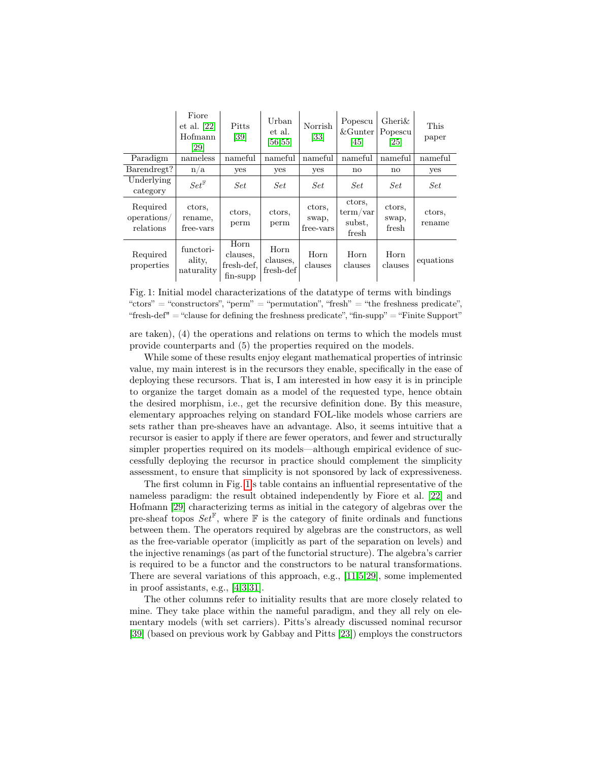| | Fiore et al. [22] Hofmann [29] | Pitts [39] | Urban et al. [56,55] | Norrish [33] | Popescu &Gunter [45] | Gheri& Popescu [25] | This paper |
|---|---|---|---|---|---|---|---|
| Paradigm | nameless | nameful | nameful | nameful | nameful | nameful | nameful |
| Barendregt? | n/a | yes | yes | yes | no | no | yes |
| Underlying category | $Set^{\mathbb{F}}$ | *Set* | *Set* | *Set* | *Set* | *Set* | *Set* |
| Required operations/ relations | ctors, rename, free-vars | ctors, perm | ctors, perm | ctors, swap, free-vars | ctors, term/var subst, fresh | ctors, swap, fresh | ctors, rename |
| Required properties | functori-ality, naturality | Horn clauses, fresh-def, fin-supp | Horn clauses, fresh-def | Horn clauses | Horn clauses | Horn clauses | equations |

Fig. 1: Initial model characterizations of the datatype of terms with bindings
"ctors" = "constructors", "perm" = "permutation", "fresh" = "the freshness predicate", "fresh-def" = "clause for defining the freshness predicate", "fin-supp" = "Finite Support"

are taken), (4) the operations and relations on terms to which the models must provide counterparts and (5) the properties required on the models.

While some of these results enjoy elegant mathematical properties of intrinsic value, my main interest is in the recursors they enable, specifically in the ease of deploying these recursors. That is, I am interested in how easy it is in principle to organize the target domain as a model of the requested type, hence obtain the desired morphism, i.e., get the recursive definition done. By this measure, elementary approaches relying on standard FOL-like models whose carriers are sets rather than pre-sheaves have an advantage. Also, it seems intuitive that a recursor is easier to apply if there are fewer operators, and fewer and structurally simpler properties required on its models—although empirical evidence of successfully deploying the recursor in practice should complement the simplicity assessment, to ensure that simplicity is not sponsored by lack of expressiveness.

The first column in Fig. 1's table contains an influential representative of the nameless paradigm: the result obtained independently by Fiore et al. [22] and Hofmann [29] characterizing terms as initial in the category of algebras over the pre-sheaf topos $Set^{\mathbb{F}}$, where $\mathbb{F}$ is the category of finite ordinals and functions between them. The operators required by algebras are the constructors, as well as the free-variable operator (implicitly as part of the separation on levels) and the injective renamings (as part of the functorial structure). The algebra's carrier is required to be a functor and the constructors to be natural transformations. There are several variations of this approach, e.g., [11,5,29], some implemented in proof assistants, e.g., [4,3,31].

The other columns refer to initiality results that are more closely related to mine. They take place within the nameful paradigm, and they all rely on elementary models (with set carriers). Pitts's already discussed nominal recursor [39] (based on previous work by Gabbay and Pitts [23]) employs the constructors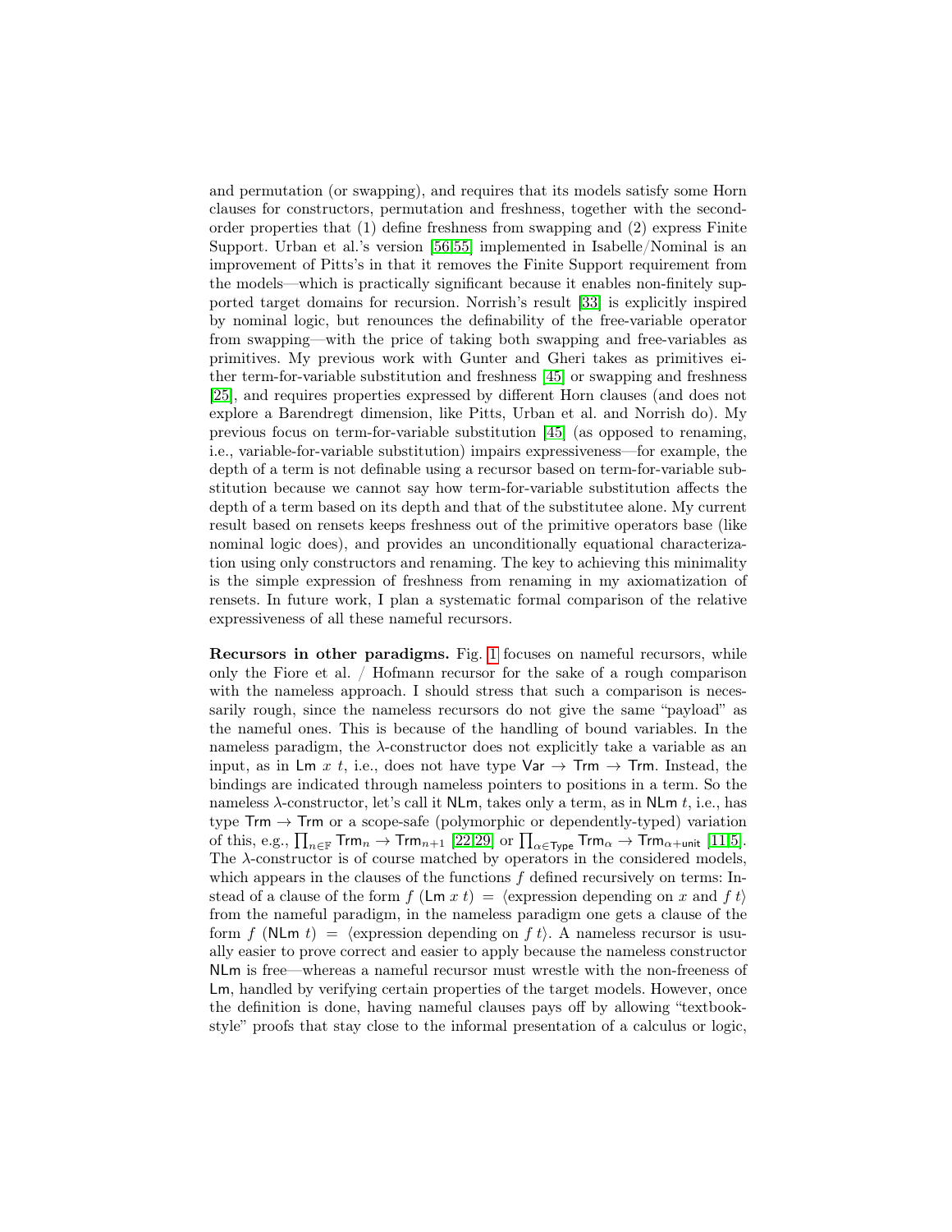and permutation (or swapping), and requires that its models satisfy some Horn clauses for constructors, permutation and freshness, together with the second-order properties that (1) define freshness from swapping and (2) express Finite Support. Urban et al.'s version [56,55] implemented in Isabelle/Nominal is an improvement of Pitts's in that it removes the Finite Support requirement from the models—which is practically significant because it enables non-finitely supported target domains for recursion. Norrish's result [33] is explicitly inspired by nominal logic, but renounces the definability of the free-variable operator from swapping—with the price of taking both swapping and free-variables as primitives. My previous work with Gunter and Gheri takes as primitives either term-for-variable substitution and freshness [45] or swapping and freshness [25], and requires properties expressed by different Horn clauses (and does not explore a Barendregt dimension, like Pitts, Urban et al. and Norrish do). My previous focus on term-for-variable substitution [45] (as opposed to renaming, i.e., variable-for-variable substitution) impairs expressiveness—for example, the depth of a term is not definable using a recursor based on term-for-variable substitution because we cannot say how term-for-variable substitution affects the depth of a term based on its depth and that of the substitutee alone. My current result based on rensets keeps freshness out of the primitive operators base (like nominal logic does), and provides an unconditionally equational characterization using only constructors and renaming. The key to achieving this minimality is the simple expression of freshness from renaming in my axiomatization of rensets. In future work, I plan a systematic formal comparison of the relative expressiveness of all these nameful recursors.

**Recursors in other paradigms.** Fig. 1 focuses on nameful recursors, while only the Fiore et al. / Hofmann recursor for the sake of a rough comparison with the nameless approach. I should stress that such a comparison is necessarily rough, since the nameless recursors do not give the same "payload" as the nameful ones. This is because of the handling of bound variables. In the nameless paradigm, the λ-constructor does not explicitly take a variable as an input, as in $\mathsf{Lm}\ x\ t$, i.e., does not have type $\mathsf{Var} \to \mathsf{Trm} \to \mathsf{Trm}$. Instead, the bindings are indicated through nameless pointers to positions in a term. So the nameless λ-constructor, let's call it $\mathsf{NLm}$, takes only a term, as in $\mathsf{NLm}\ t$, i.e., has type $\mathsf{Trm} \to \mathsf{Trm}$ or a scope-safe (polymorphic or dependently-typed) variation of this, e.g., $\prod_{n \in \mathbb{F}} \mathsf{Trm}_n \to \mathsf{Trm}_{n+1}$ [22,29] or $\prod_{\alpha \in \mathsf{Type}} \mathsf{Trm}_\alpha \to \mathsf{Trm}_{\alpha+\mathsf{unit}}$ [11,5]. The λ-constructor is of course matched by operators in the considered models, which appears in the clauses of the functions $f$ defined recursively on terms: Instead of a clause of the form $f\ (\mathsf{Lm}\ x\ t) = \langle$expression depending on $x$ and $f\ t\rangle$ from the nameful paradigm, in the nameless paradigm one gets a clause of the form $f\ (\mathsf{NLm}\ t) = \langle$expression depending on $f\ t\rangle$. A nameless recursor is usually easier to prove correct and easier to apply because the nameless constructor $\mathsf{NLm}$ is free—whereas a nameful recursor must wrestle with the non-freeness of $\mathsf{Lm}$, handled by verifying certain properties of the target models. However, once the definition is done, having nameful clauses pays off by allowing "textbook-style" proofs that stay close to the informal presentation of a calculus or logic,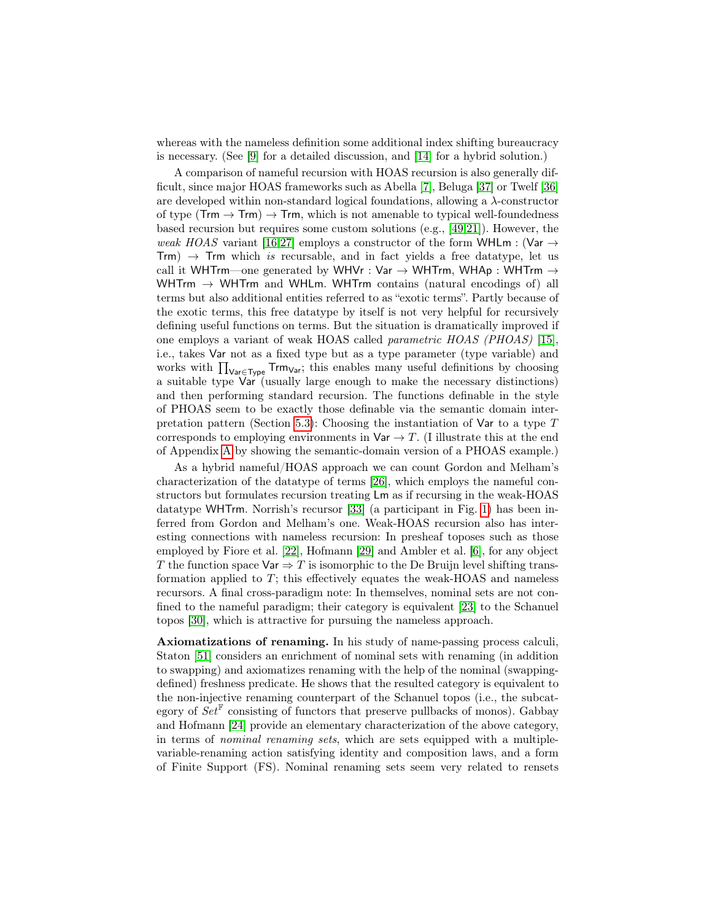whereas with the nameless definition some additional index shifting bureaucracy is necessary. (See [9] for a detailed discussion, and [14] for a hybrid solution.)

A comparison of nameful recursion with HOAS recursion is also generally difficult, since major HOAS frameworks such as Abella [7], Beluga [37] or Twelf [36] are developed within non-standard logical foundations, allowing a $\lambda$-constructor of type $(\mathsf{Trm} \to \mathsf{Trm}) \to \mathsf{Trm}$, which is not amenable to typical well-foundedness based recursion but requires some custom solutions (e.g., [49,21]). However, the *weak HOAS* variant [16,27] employs a constructor of the form $\mathsf{WHLm} : (\mathsf{Var} \to \mathsf{Trm}) \to \mathsf{Trm}$ which *is* recursable, and in fact yields a free datatype, let us call it $\mathsf{WHTrm}$—one generated by $\mathsf{WHVr} : \mathsf{Var} \to \mathsf{WHTrm}$, $\mathsf{WHAp} : \mathsf{WHTrm} \to \mathsf{WHTrm} \to \mathsf{WHTrm}$ and $\mathsf{WHLm}$. $\mathsf{WHTrm}$ contains (natural encodings of) all terms but also additional entities referred to as "exotic terms". Partly because of the exotic terms, this free datatype by itself is not very helpful for recursively defining useful functions on terms. But the situation is dramatically improved if one employs a variant of weak HOAS called *parametric HOAS (PHOAS)* [15], i.e., takes $\mathsf{Var}$ not as a fixed type but as a type parameter (type variable) and works with $\prod_{\mathsf{Var} \in \mathsf{Type}} \mathsf{Trm}_{\mathsf{Var}}$; this enables many useful definitions by choosing a suitable type $\mathsf{Var}$ (usually large enough to make the necessary distinctions) and then performing standard recursion. The functions definable in the style of PHOAS seem to be exactly those definable via the semantic domain interpretation pattern (Section 5.3): Choosing the instantiation of $\mathsf{Var}$ to a type $T$ corresponds to employing environments in $\mathsf{Var} \to T$. (I illustrate this at the end of Appendix A by showing the semantic-domain version of a PHOAS example.)

As a hybrid nameful/HOAS approach we can count Gordon and Melham's characterization of the datatype of terms [26], which employs the nameful constructors but formulates recursion treating $\mathsf{Lm}$ as if recursing in the weak-HOAS datatype $\mathsf{WHTrm}$. Norrish's recursor [33] (a participant in Fig. 1) has been inferred from Gordon and Melham's one. Weak-HOAS recursion also has interesting connections with nameless recursion: In presheaf toposes such as those employed by Fiore et al. [22], Hofmann [29] and Ambler et al. [6], for any object $T$ the function space $\mathsf{Var} \Rightarrow T$ is isomorphic to the De Bruijn level shifting transformation applied to $T$; this effectively equates the weak-HOAS and nameless recursors. A final cross-paradigm note: In themselves, nominal sets are not confined to the nameful paradigm; their category is equivalent [23] to the Schanuel topos [30], which is attractive for pursuing the nameless approach.

**Axiomatizations of renaming.** In his study of name-passing process calculi, Staton [51] considers an enrichment of nominal sets with renaming (in addition to swapping) and axiomatizes renaming with the help of the nominal (swapping-defined) freshness predicate. He shows that the resulted category is equivalent to the non-injective renaming counterpart of the Schanuel topos (i.e., the subcategory of $Set^{\mathbb{F}}$ consisting of functors that preserve pullbacks of monos). Gabbay and Hofmann [24] provide an elementary characterization of the above category, in terms of *nominal renaming sets*, which are sets equipped with a multiple-variable-renaming action satisfying identity and composition laws, and a form of Finite Support (FS). Nominal renaming sets seem very related to rensets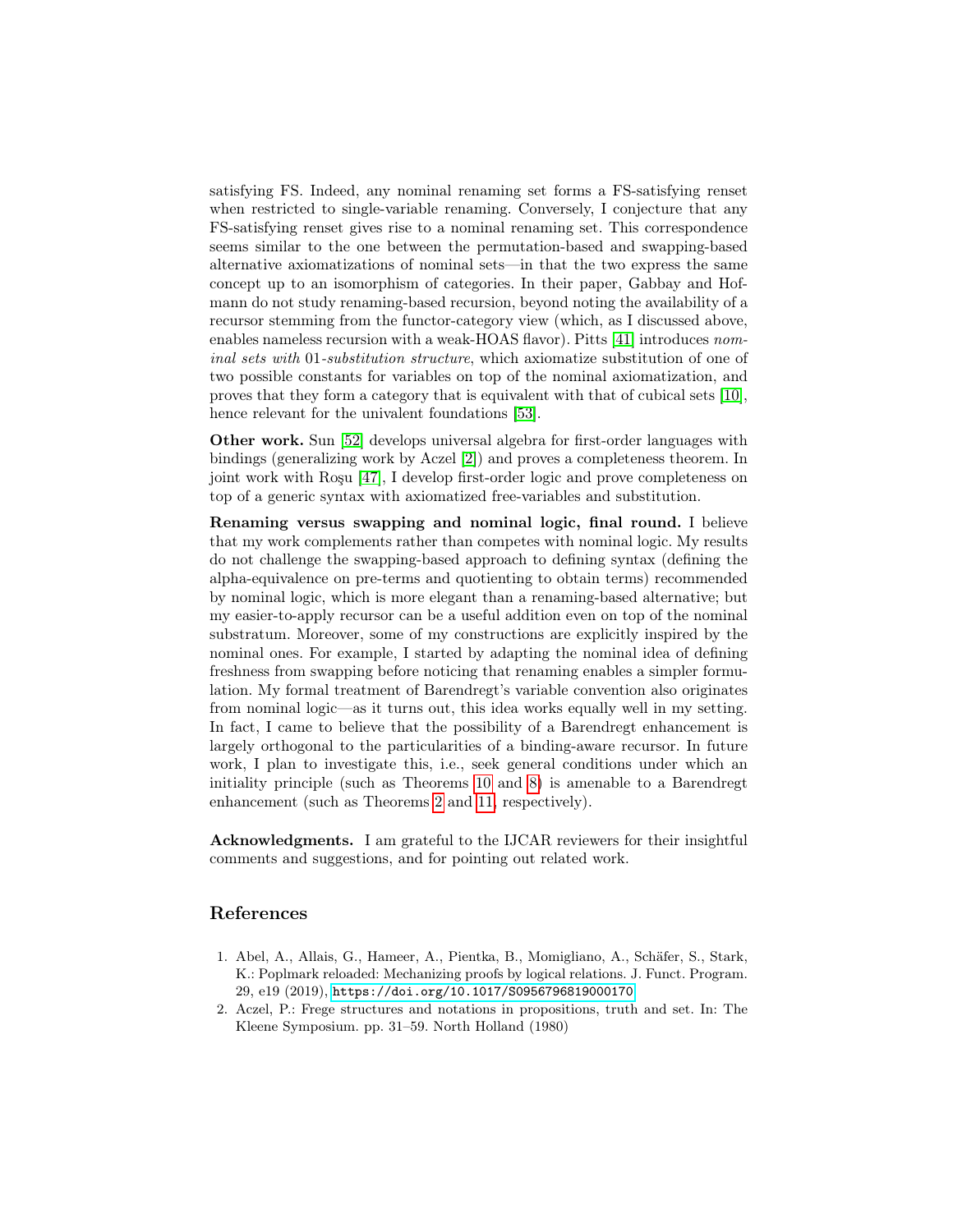satisfying FS. Indeed, any nominal renaming set forms a FS-satisfying renset when restricted to single-variable renaming. Conversely, I conjecture that any FS-satisfying renset gives rise to a nominal renaming set. This correspondence seems similar to the one between the permutation-based and swapping-based alternative axiomatizations of nominal sets—in that the two express the same concept up to an isomorphism of categories. In their paper, Gabbay and Hofmann do not study renaming-based recursion, beyond noting the availability of a recursor stemming from the functor-category view (which, as I discussed above, enables nameless recursion with a weak-HOAS flavor). Pitts [41] introduces *nominal sets with* 01*-substitution structure*, which axiomatize substitution of one of two possible constants for variables on top of the nominal axiomatization, and proves that they form a category that is equivalent with that of cubical sets [10], hence relevant for the univalent foundations [53].

**Other work.** Sun [52] develops universal algebra for first-order languages with bindings (generalizing work by Aczel [2]) and proves a completeness theorem. In joint work with Roşu [47], I develop first-order logic and prove completeness on top of a generic syntax with axiomatized free-variables and substitution.

**Renaming versus swapping and nominal logic, final round.** I believe that my work complements rather than competes with nominal logic. My results do not challenge the swapping-based approach to defining syntax (defining the alpha-equivalence on pre-terms and quotienting to obtain terms) recommended by nominal logic, which is more elegant than a renaming-based alternative; but my easier-to-apply recursor can be a useful addition even on top of the nominal substratum. Moreover, some of my constructions are explicitly inspired by the nominal ones. For example, I started by adapting the nominal idea of defining freshness from swapping before noticing that renaming enables a simpler formulation. My formal treatment of Barendregt's variable convention also originates from nominal logic—as it turns out, this idea works equally well in my setting. In fact, I came to believe that the possibility of a Barendregt enhancement is largely orthogonal to the particularities of a binding-aware recursor. In future work, I plan to investigate this, i.e., seek general conditions under which an initiality principle (such as Theorems 10 and 8) is amenable to a Barendregt enhancement (such as Theorems 2 and 11, respectively).

**Acknowledgments.** I am grateful to the IJCAR reviewers for their insightful comments and suggestions, and for pointing out related work.

## References

1. Abel, A., Allais, G., Hameer, A., Pientka, B., Momigliano, A., Schäfer, S., Stark, K.: Poplmark reloaded: Mechanizing proofs by logical relations. J. Funct. Program. 29, e19 (2019), https://doi.org/10.1017/S0956796819000170
2. Aczel, P.: Frege structures and notations in propositions, truth and set. In: The Kleene Symposium. pp. 31–59. North Holland (1980)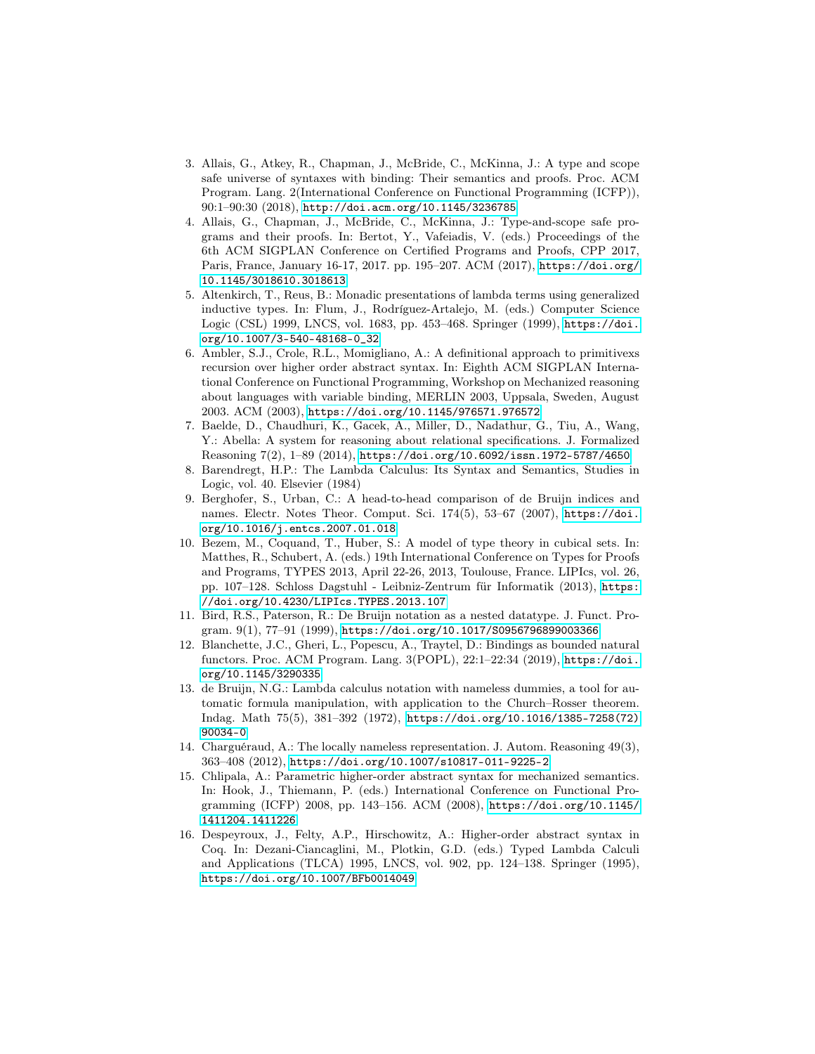3. Allais, G., Atkey, R., Chapman, J., McBride, C., McKinna, J.: A type and scope safe universe of syntaxes with binding: Their semantics and proofs. Proc. ACM Program. Lang. 2(International Conference on Functional Programming (ICFP)), 90:1–90:30 (2018), http://doi.acm.org/10.1145/3236785
4. Allais, G., Chapman, J., McBride, C., McKinna, J.: Type-and-scope safe programs and their proofs. In: Bertot, Y., Vafeiadis, V. (eds.) Proceedings of the 6th ACM SIGPLAN Conference on Certified Programs and Proofs, CPP 2017, Paris, France, January 16-17, 2017. pp. 195–207. ACM (2017), https://doi.org/10.1145/3018610.3018613
5. Altenkirch, T., Reus, B.: Monadic presentations of lambda terms using generalized inductive types. In: Flum, J., Rodríguez-Artalejo, M. (eds.) Computer Science Logic (CSL) 1999, LNCS, vol. 1683, pp. 453–468. Springer (1999), https://doi.org/10.1007/3-540-48168-0_32
6. Ambler, S.J., Crole, R.L., Momigliano, A.: A definitional approach to primitivexs recursion over higher order abstract syntax. In: Eighth ACM SIGPLAN International Conference on Functional Programming, Workshop on Mechanized reasoning about languages with variable binding, MERLIN 2003, Uppsala, Sweden, August 2003. ACM (2003), https://doi.org/10.1145/976571.976572
7. Baelde, D., Chaudhuri, K., Gacek, A., Miller, D., Nadathur, G., Tiu, A., Wang, Y.: Abella: A system for reasoning about relational specifications. J. Formalized Reasoning 7(2), 1–89 (2014), https://doi.org/10.6092/issn.1972-5787/4650
8. Barendregt, H.P.: The Lambda Calculus: Its Syntax and Semantics, Studies in Logic, vol. 40. Elsevier (1984)
9. Berghofer, S., Urban, C.: A head-to-head comparison of de Bruijn indices and names. Electr. Notes Theor. Comput. Sci. 174(5), 53–67 (2007), https://doi.org/10.1016/j.entcs.2007.01.018
10. Bezem, M., Coquand, T., Huber, S.: A model of type theory in cubical sets. In: Matthes, R., Schubert, A. (eds.) 19th International Conference on Types for Proofs and Programs, TYPES 2013, April 22-26, 2013, Toulouse, France. LIPIcs, vol. 26, pp. 107–128. Schloss Dagstuhl - Leibniz-Zentrum für Informatik (2013), https://doi.org/10.4230/LIPIcs.TYPES.2013.107
11. Bird, R.S., Paterson, R.: De Bruijn notation as a nested datatype. J. Funct. Program. 9(1), 77–91 (1999), https://doi.org/10.1017/S0956796899003366
12. Blanchette, J.C., Gheri, L., Popescu, A., Traytel, D.: Bindings as bounded natural functors. Proc. ACM Program. Lang. 3(POPL), 22:1–22:34 (2019), https://doi.org/10.1145/3290335
13. de Bruijn, N.G.: Lambda calculus notation with nameless dummies, a tool for automatic formula manipulation, with application to the Church–Rosser theorem. Indag. Math 75(5), 381–392 (1972), https://doi.org/10.1016/1385-7258(72)90034-0
14. Charguéraud, A.: The locally nameless representation. J. Autom. Reasoning 49(3), 363–408 (2012), https://doi.org/10.1007/s10817-011-9225-2
15. Chlipala, A.: Parametric higher-order abstract syntax for mechanized semantics. In: Hook, J., Thiemann, P. (eds.) International Conference on Functional Programming (ICFP) 2008, pp. 143–156. ACM (2008), https://doi.org/10.1145/1411204.1411226
16. Despeyroux, J., Felty, A.P., Hirschowitz, A.: Higher-order abstract syntax in Coq. In: Dezani-Ciancaglini, M., Plotkin, G.D. (eds.) Typed Lambda Calculi and Applications (TLCA) 1995, LNCS, vol. 902, pp. 124–138. Springer (1995), https://doi.org/10.1007/BFb0014049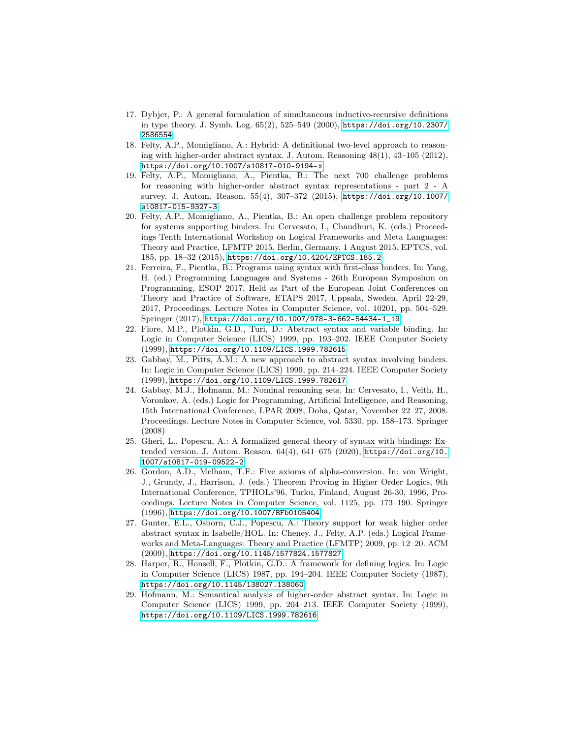17. Dybjer, P.: A general formulation of simultaneous inductive-recursive definitions in type theory. J. Symb. Log. 65(2), 525–549 (2000), https://doi.org/10.2307/2586554
18. Felty, A.P., Momigliano, A.: Hybrid: A definitional two-level approach to reasoning with higher-order abstract syntax. J. Autom. Reasoning 48(1), 43–105 (2012), https://doi.org/10.1007/s10817-010-9194-x
19. Felty, A.P., Momigliano, A., Pientka, B.: The next 700 challenge problems for reasoning with higher-order abstract syntax representations - part 2 - A survey. J. Autom. Reason. 55(4), 307–372 (2015), https://doi.org/10.1007/s10817-015-9327-3
20. Felty, A.P., Momigliano, A., Pientka, B.: An open challenge problem repository for systems supporting binders. In: Cervesato, I., Chaudhuri, K. (eds.) Proceedings Tenth International Workshop on Logical Frameworks and Meta Languages: Theory and Practice, LFMTP 2015, Berlin, Germany, 1 August 2015. EPTCS, vol. 185, pp. 18–32 (2015), https://doi.org/10.4204/EPTCS.185.2
21. Ferreira, F., Pientka, B.: Programs using syntax with first-class binders. In: Yang, H. (ed.) Programming Languages and Systems - 26th European Symposium on Programming, ESOP 2017, Held as Part of the European Joint Conferences on Theory and Practice of Software, ETAPS 2017, Uppsala, Sweden, April 22-29, 2017, Proceedings. Lecture Notes in Computer Science, vol. 10201, pp. 504–529. Springer (2017), https://doi.org/10.1007/978-3-662-54434-1_19
22. Fiore, M.P., Plotkin, G.D., Turi, D.: Abstract syntax and variable binding. In: Logic in Computer Science (LICS) 1999, pp. 193–202. IEEE Computer Society (1999), https://doi.org/10.1109/LICS.1999.782615
23. Gabbay, M., Pitts, A.M.: A new approach to abstract syntax involving binders. In: Logic in Computer Science (LICS) 1999, pp. 214–224. IEEE Computer Society (1999), https://doi.org/10.1109/LICS.1999.782617
24. Gabbay, M.J., Hofmann, M.: Nominal renaming sets. In: Cervesato, I., Veith, H., Voronkov, A. (eds.) Logic for Programming, Artificial Intelligence, and Reasoning, 15th International Conference, LPAR 2008, Doha, Qatar, November 22–27, 2008. Proceedings. Lecture Notes in Computer Science, vol. 5330, pp. 158–173. Springer (2008)
25. Gheri, L., Popescu, A.: A formalized general theory of syntax with bindings: Extended version. J. Autom. Reason. 64(4), 641–675 (2020), https://doi.org/10.1007/s10817-019-09522-2
26. Gordon, A.D., Melham, T.F.: Five axioms of alpha-conversion. In: von Wright, J., Grundy, J., Harrison, J. (eds.) Theorem Proving in Higher Order Logics, 9th International Conference, TPHOLs'96, Turku, Finland, August 26-30, 1996, Proceedings. Lecture Notes in Computer Science, vol. 1125, pp. 173–190. Springer (1996), https://doi.org/10.1007/BFb0105404
27. Gunter, E.L., Osborn, C.J., Popescu, A.: Theory support for weak higher order abstract syntax in Isabelle/HOL. In: Cheney, J., Felty, A.P. (eds.) Logical Frameworks and Meta-Languages: Theory and Practice (LFMTP) 2009, pp. 12–20. ACM (2009), https://doi.org/10.1145/1577824.1577827
28. Harper, R., Honsell, F., Plotkin, G.D.: A framework for defining logics. In: Logic in Computer Science (LICS) 1987, pp. 194–204. IEEE Computer Society (1987), https://doi.org/10.1145/138027.138060
29. Hofmann, M.: Semantical analysis of higher-order abstract syntax. In: Logic in Computer Science (LICS) 1999, pp. 204–213. IEEE Computer Society (1999), https://doi.org/10.1109/LICS.1999.782616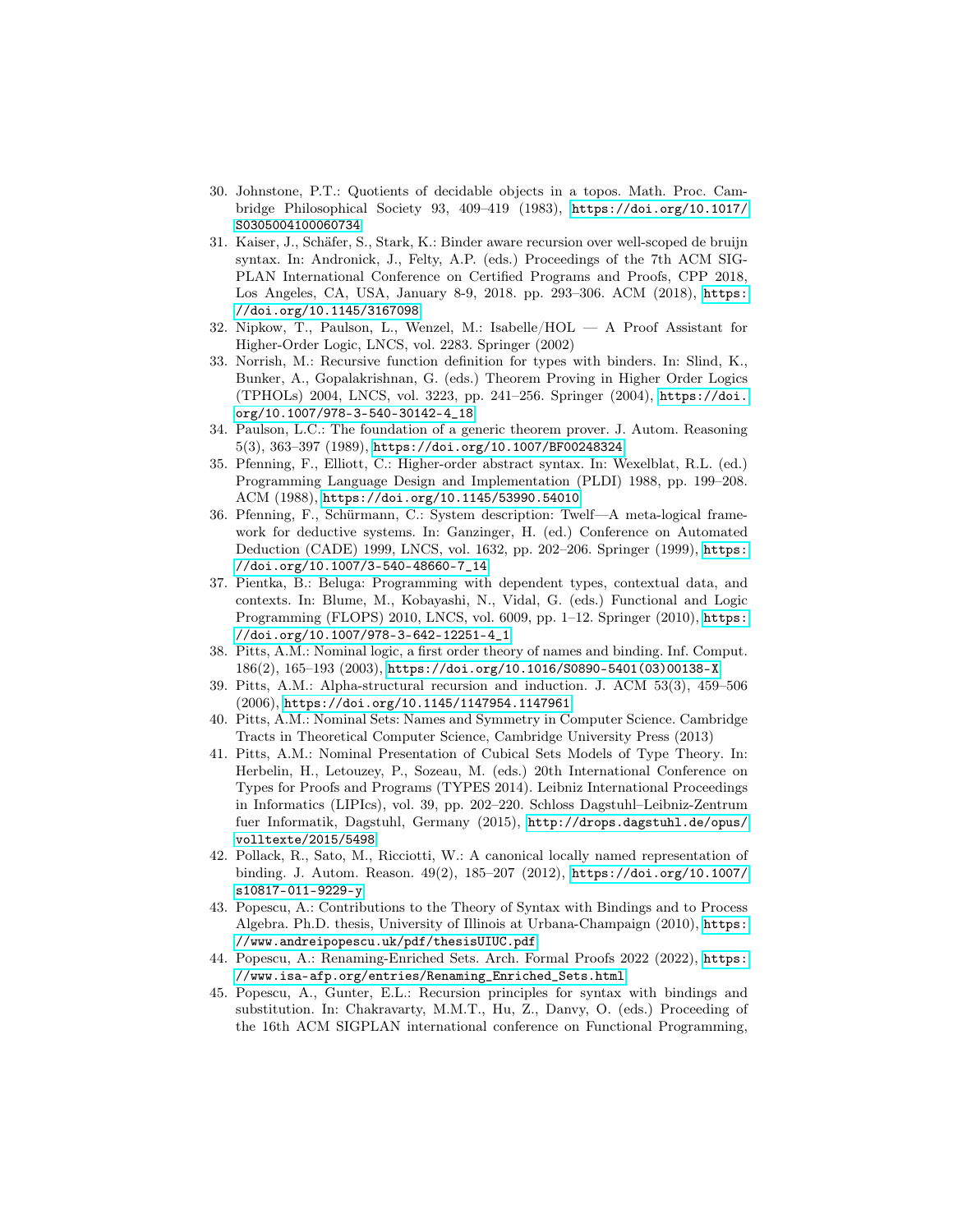30. Johnstone, P.T.: Quotients of decidable objects in a topos. Math. Proc. Cambridge Philosophical Society 93, 409–419 (1983), https://doi.org/10.1017/S0305004100060734
31. Kaiser, J., Schäfer, S., Stark, K.: Binder aware recursion over well-scoped de bruijn syntax. In: Andronick, J., Felty, A.P. (eds.) Proceedings of the 7th ACM SIGPLAN International Conference on Certified Programs and Proofs, CPP 2018, Los Angeles, CA, USA, January 8-9, 2018. pp. 293–306. ACM (2018), https://doi.org/10.1145/3167098
32. Nipkow, T., Paulson, L., Wenzel, M.: Isabelle/HOL — A Proof Assistant for Higher-Order Logic, LNCS, vol. 2283. Springer (2002)
33. Norrish, M.: Recursive function definition for types with binders. In: Slind, K., Bunker, A., Gopalakrishnan, G. (eds.) Theorem Proving in Higher Order Logics (TPHOLs) 2004, LNCS, vol. 3223, pp. 241–256. Springer (2004), https://doi.org/10.1007/978-3-540-30142-4_18
34. Paulson, L.C.: The foundation of a generic theorem prover. J. Autom. Reasoning 5(3), 363–397 (1989), https://doi.org/10.1007/BF00248324
35. Pfenning, F., Elliott, C.: Higher-order abstract syntax. In: Wexelblat, R.L. (ed.) Programming Language Design and Implementation (PLDI) 1988, pp. 199–208. ACM (1988), https://doi.org/10.1145/53990.54010
36. Pfenning, F., Schürmann, C.: System description: Twelf—A meta-logical framework for deductive systems. In: Ganzinger, H. (ed.) Conference on Automated Deduction (CADE) 1999, LNCS, vol. 1632, pp. 202–206. Springer (1999), https://doi.org/10.1007/3-540-48660-7_14
37. Pientka, B.: Beluga: Programming with dependent types, contextual data, and contexts. In: Blume, M., Kobayashi, N., Vidal, G. (eds.) Functional and Logic Programming (FLOPS) 2010, LNCS, vol. 6009, pp. 1–12. Springer (2010), https://doi.org/10.1007/978-3-642-12251-4_1
38. Pitts, A.M.: Nominal logic, a first order theory of names and binding. Inf. Comput. 186(2), 165–193 (2003), https://doi.org/10.1016/S0890-5401(03)00138-X
39. Pitts, A.M.: Alpha-structural recursion and induction. J. ACM 53(3), 459–506 (2006), https://doi.org/10.1145/1147954.1147961
40. Pitts, A.M.: Nominal Sets: Names and Symmetry in Computer Science. Cambridge Tracts in Theoretical Computer Science, Cambridge University Press (2013)
41. Pitts, A.M.: Nominal Presentation of Cubical Sets Models of Type Theory. In: Herbelin, H., Letouzey, P., Sozeau, M. (eds.) 20th International Conference on Types for Proofs and Programs (TYPES 2014). Leibniz International Proceedings in Informatics (LIPIcs), vol. 39, pp. 202–220. Schloss Dagstuhl–Leibniz-Zentrum fuer Informatik, Dagstuhl, Germany (2015), http://drops.dagstuhl.de/opus/volltexte/2015/5498
42. Pollack, R., Sato, M., Ricciotti, W.: A canonical locally named representation of binding. J. Autom. Reason. 49(2), 185–207 (2012), https://doi.org/10.1007/s10817-011-9229-y
43. Popescu, A.: Contributions to the Theory of Syntax with Bindings and to Process Algebra. Ph.D. thesis, University of Illinois at Urbana-Champaign (2010), https://www.andreipopescu.uk/pdf/thesisUIUC.pdf
44. Popescu, A.: Renaming-Enriched Sets. Arch. Formal Proofs 2022 (2022), https://www.isa-afp.org/entries/Renaming_Enriched_Sets.html
45. Popescu, A., Gunter, E.L.: Recursion principles for syntax with bindings and substitution. In: Chakravarty, M.M.T., Hu, Z., Danvy, O. (eds.) Proceeding of the 16th ACM SIGPLAN international conference on Functional Programming,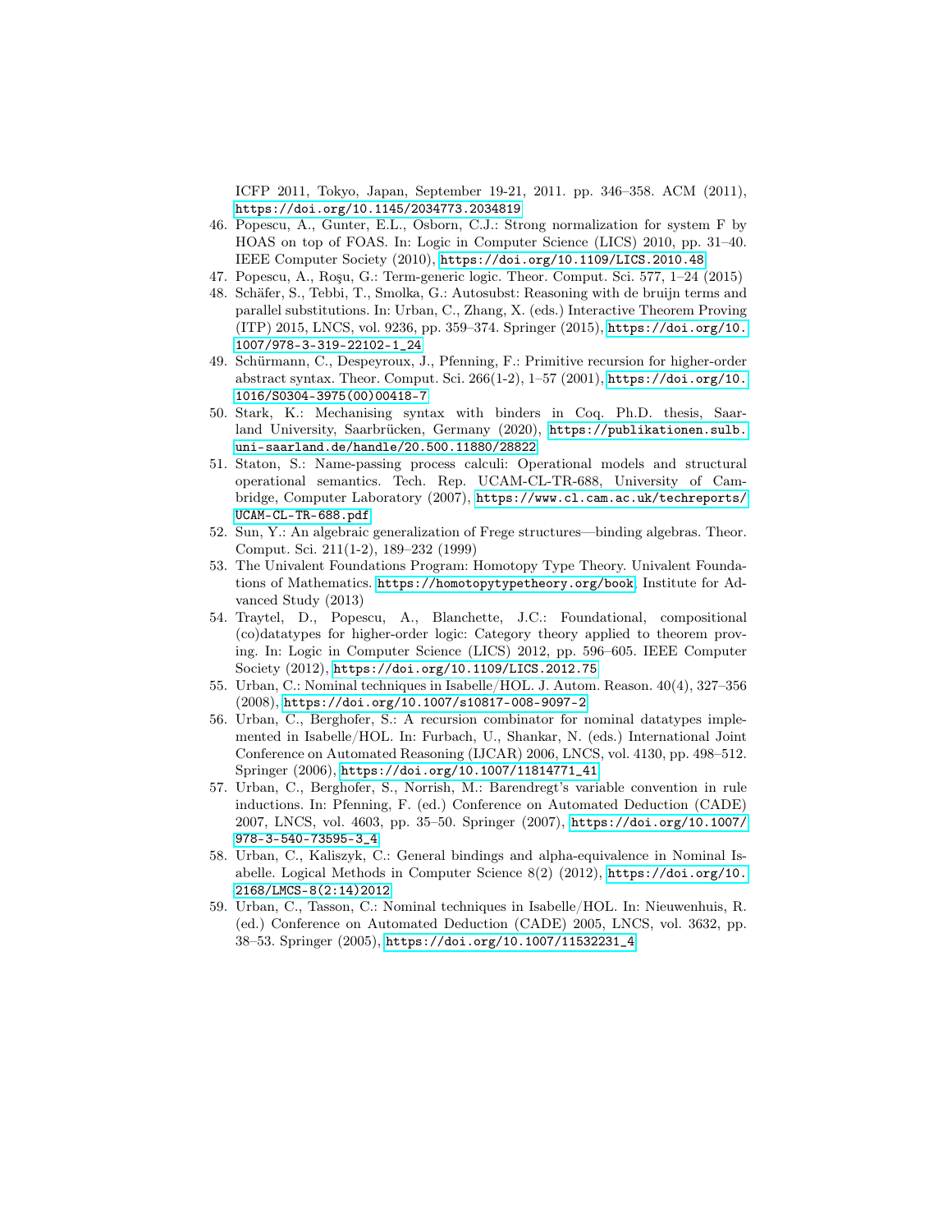ICFP 2011, Tokyo, Japan, September 19-21, 2011. pp. 346–358. ACM (2011), https://doi.org/10.1145/2034773.2034819

46. Popescu, A., Gunter, E.L., Osborn, C.J.: Strong normalization for system F by HOAS on top of FOAS. In: Logic in Computer Science (LICS) 2010, pp. 31–40. IEEE Computer Society (2010), https://doi.org/10.1109/LICS.2010.48
47. Popescu, A., Roşu, G.: Term-generic logic. Theor. Comput. Sci. 577, 1–24 (2015)
48. Schäfer, S., Tebbi, T., Smolka, G.: Autosubst: Reasoning with de bruijn terms and parallel substitutions. In: Urban, C., Zhang, X. (eds.) Interactive Theorem Proving (ITP) 2015, LNCS, vol. 9236, pp. 359–374. Springer (2015), https://doi.org/10.1007/978-3-319-22102-1_24
49. Schürmann, C., Despeyroux, J., Pfenning, F.: Primitive recursion for higher-order abstract syntax. Theor. Comput. Sci. 266(1-2), 1–57 (2001), https://doi.org/10.1016/S0304-3975(00)00418-7
50. Stark, K.: Mechanising syntax with binders in Coq. Ph.D. thesis, Saarland University, Saarbrücken, Germany (2020), https://publikationen.sulb.uni-saarland.de/handle/20.500.11880/28822
51. Staton, S.: Name-passing process calculi: Operational models and structural operational semantics. Tech. Rep. UCAM-CL-TR-688, University of Cambridge, Computer Laboratory (2007), https://www.cl.cam.ac.uk/techreports/UCAM-CL-TR-688.pdf
52. Sun, Y.: An algebraic generalization of Frege structures—binding algebras. Theor. Comput. Sci. 211(1-2), 189–232 (1999)
53. The Univalent Foundations Program: Homotopy Type Theory. Univalent Foundations of Mathematics. https://homotopytypetheory.org/book, Institute for Advanced Study (2013)
54. Traytel, D., Popescu, A., Blanchette, J.C.: Foundational, compositional (co)datatypes for higher-order logic: Category theory applied to theorem proving. In: Logic in Computer Science (LICS) 2012, pp. 596–605. IEEE Computer Society (2012), https://doi.org/10.1109/LICS.2012.75
55. Urban, C.: Nominal techniques in Isabelle/HOL. J. Autom. Reason. 40(4), 327–356 (2008), https://doi.org/10.1007/s10817-008-9097-2
56. Urban, C., Berghofer, S.: A recursion combinator for nominal datatypes implemented in Isabelle/HOL. In: Furbach, U., Shankar, N. (eds.) International Joint Conference on Automated Reasoning (IJCAR) 2006, LNCS, vol. 4130, pp. 498–512. Springer (2006), https://doi.org/10.1007/11814771_41
57. Urban, C., Berghofer, S., Norrish, M.: Barendregt's variable convention in rule inductions. In: Pfenning, F. (ed.) Conference on Automated Deduction (CADE) 2007, LNCS, vol. 4603, pp. 35–50. Springer (2007), https://doi.org/10.1007/978-3-540-73595-3_4
58. Urban, C., Kaliszyk, C.: General bindings and alpha-equivalence in Nominal Isabelle. Logical Methods in Computer Science 8(2) (2012), https://doi.org/10.2168/LMCS-8(2:14)2012
59. Urban, C., Tasson, C.: Nominal techniques in Isabelle/HOL. In: Nieuwenhuis, R. (ed.) Conference on Automated Deduction (CADE) 2005, LNCS, vol. 3632, pp. 38–53. Springer (2005), https://doi.org/10.1007/11532231_4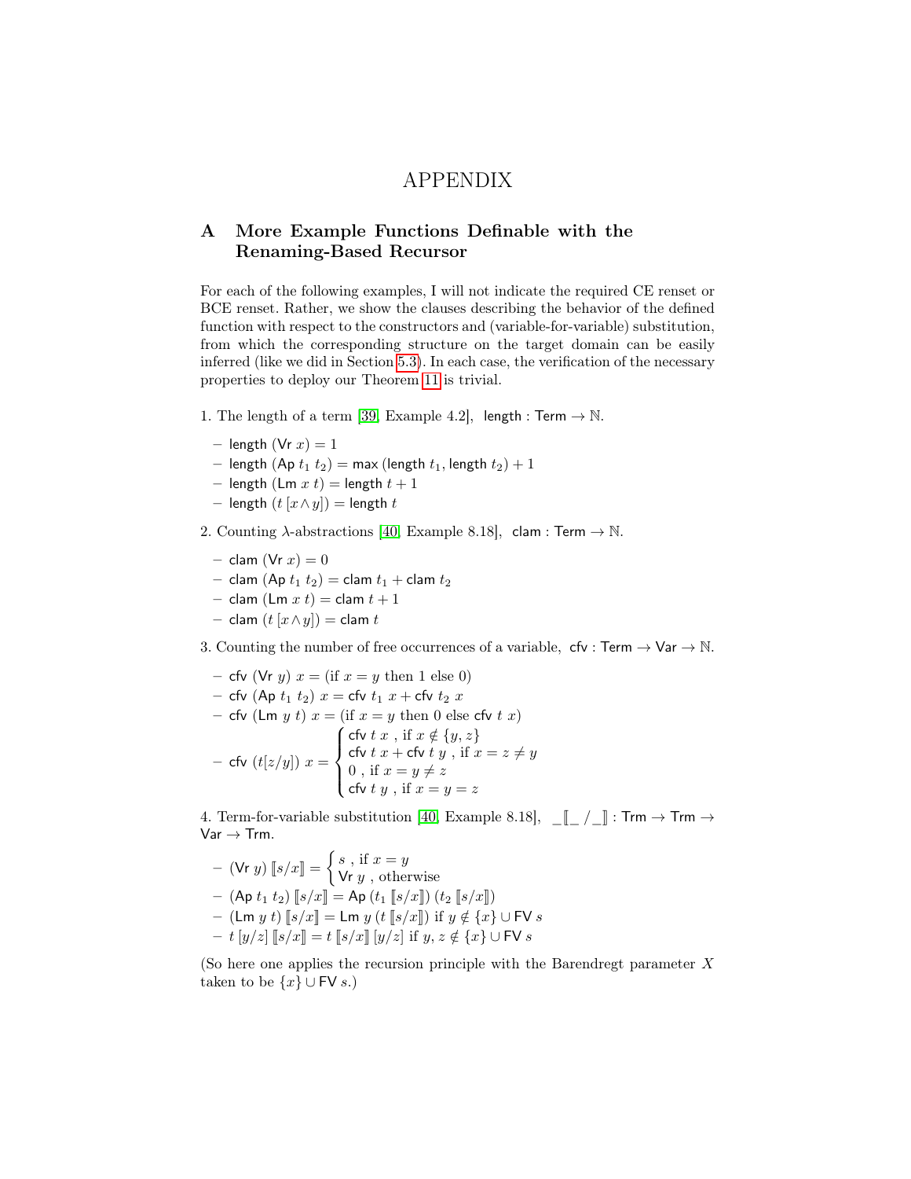# APPENDIX

## A More Example Functions Definable with the Renaming-Based Recursor

For each of the following examples, I will not indicate the required CE renset or BCE renset. Rather, we show the clauses describing the behavior of the defined function with respect to the constructors and (variable-for-variable) substitution, from which the corresponding structure on the target domain can be easily inferred (like we did in Section 5.3). In each case, the verification of the necessary properties to deploy our Theorem 11 is trivial.

1. The length of a term [39, Example 4.2], $\mathsf{length} : \mathsf{Term} \to \mathbb{N}$.

   – $\mathsf{length}\ (\mathsf{Vr}\ x) = 1$
   – $\mathsf{length}\ (\mathsf{Ap}\ t_1\ t_2) = \mathsf{max}\ (\mathsf{length}\ t_1, \mathsf{length}\ t_2) + 1$
   – $\mathsf{length}\ (\mathsf{Lm}\ x\ t) = \mathsf{length}\ t + 1$
   – $\mathsf{length}\ (t\,[x \wedge y]) = \mathsf{length}\ t$

2. Counting $\lambda$-abstractions [40, Example 8.18], $\mathsf{clam} : \mathsf{Term} \to \mathbb{N}$.

   – $\mathsf{clam}\ (\mathsf{Vr}\ x) = 0$
   – $\mathsf{clam}\ (\mathsf{Ap}\ t_1\ t_2) = \mathsf{clam}\ t_1 + \mathsf{clam}\ t_2$
   – $\mathsf{clam}\ (\mathsf{Lm}\ x\ t) = \mathsf{clam}\ t + 1$
   – $\mathsf{clam}\ (t\,[x \wedge y]) = \mathsf{clam}\ t$

3. Counting the number of free occurrences of a variable, $\mathsf{cfv} : \mathsf{Term} \to \mathsf{Var} \to \mathbb{N}$.

   – $\mathsf{cfv}\ (\mathsf{Vr}\ y)\ x = (\text{if } x = y \text{ then } 1 \text{ else } 0)$
   – $\mathsf{cfv}\ (\mathsf{Ap}\ t_1\ t_2)\ x = \mathsf{cfv}\ t_1\ x + \mathsf{cfv}\ t_2\ x$
   – $\mathsf{cfv}\ (\mathsf{Lm}\ y\ t)\ x = (\text{if } x = y \text{ then } 0 \text{ else } \mathsf{cfv}\ t\ x)$
   – $\mathsf{cfv}\ (t[z/y])\ x = \begin{cases} \mathsf{cfv}\ t\ x\ , \text{ if } x \notin \{y, z\} \\ \mathsf{cfv}\ t\ x + \mathsf{cfv}\ t\ y\ , \text{ if } x = z \neq y \\ 0\ , \text{ if } x = y \neq z \\ \mathsf{cfv}\ t\ y\ , \text{ if } x = y = z \end{cases}$

4. Term-for-variable substitution [40, Example 8.18], $\_[\![\_\,/\,\_]\!] : \mathsf{Trm} \to \mathsf{Trm} \to \mathsf{Var} \to \mathsf{Trm}$.

   – $(\mathsf{Vr}\ y)\ [\![s/x]\!] = \begin{cases} s\ , \text{ if } x = y \\ \mathsf{Vr}\ y\ , \text{ otherwise} \end{cases}$
   – $(\mathsf{Ap}\ t_1\ t_2)\ [\![s/x]\!] = \mathsf{Ap}\ (t_1\ [\![s/x]\!])\ (t_2\ [\![s/x]\!])$
   – $(\mathsf{Lm}\ y\ t)\ [\![s/x]\!] = \mathsf{Lm}\ y\ (t\ [\![s/x]\!])$ if $y \notin \{x\} \cup \mathsf{FV}\ s$
   – $t\ [y/z]\ [\![s/x]\!] = t\ [\![s/x]\!]\ [y/z]$ if $y, z \notin \{x\} \cup \mathsf{FV}\ s$

(So here one applies the recursion principle with the Barendregt parameter $X$ taken to be $\{x\} \cup \mathsf{FV}\ s$.)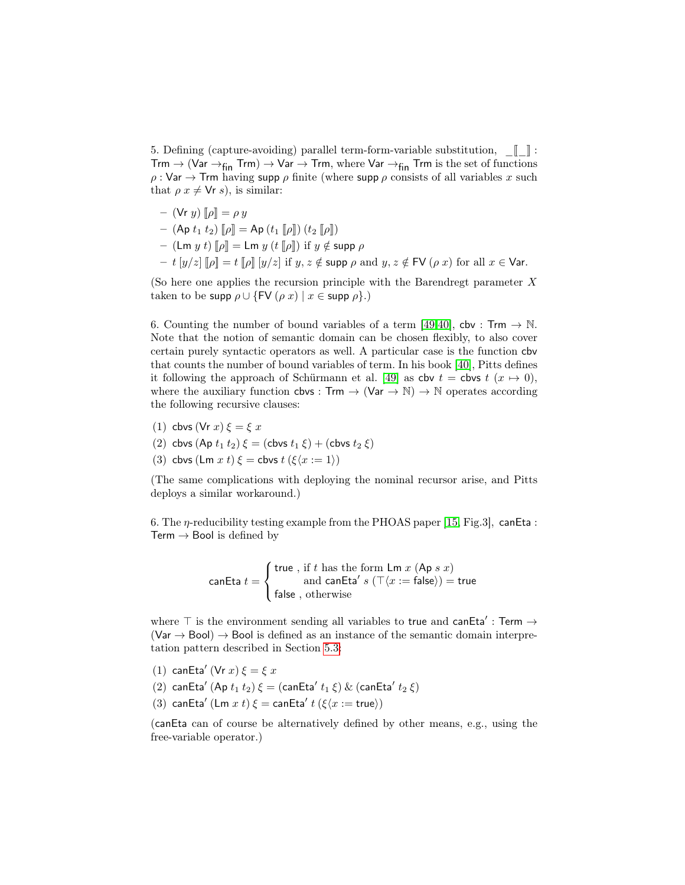5. Defining (capture-avoiding) parallel term-form-variable substitution, $\_\llbracket\_\rrbracket$ : $\mathsf{Trm} \to (\mathsf{Var} \to_{\mathsf{fin}} \mathsf{Trm}) \to \mathsf{Var} \to \mathsf{Trm}$, where $\mathsf{Var} \to_{\mathsf{fin}} \mathsf{Trm}$ is the set of functions $\rho : \mathsf{Var} \to \mathsf{Trm}$ having $\mathsf{supp}\ \rho$ finite (where $\mathsf{supp}\ \rho$ consists of all variables $x$ such that $\rho\ x \neq \mathsf{Vr}\ s$), is similar:

- $(\mathsf{Vr}\ y)\ \llbracket\rho\rrbracket = \rho\ y$
- $(\mathsf{Ap}\ t_1\ t_2)\ \llbracket\rho\rrbracket = \mathsf{Ap}\ (t_1\ \llbracket\rho\rrbracket)\ (t_2\ \llbracket\rho\rrbracket)$
- $(\mathsf{Lm}\ y\ t)\ \llbracket\rho\rrbracket = \mathsf{Lm}\ y\ (t\ \llbracket\rho\rrbracket)$ if $y \notin \mathsf{supp}\ \rho$
- $t\ [y/z]\ \llbracket\rho\rrbracket = t\ \llbracket\rho\rrbracket\ [y/z]$ if $y, z \notin \mathsf{supp}\ \rho$ and $y, z \notin \mathsf{FV}\ (\rho\ x)$ for all $x \in \mathsf{Var}$.

(So here one applies the recursion principle with the Barendregt parameter $X$ taken to be $\mathsf{supp}\ \rho \cup \{\mathsf{FV}\ (\rho\ x) \mid x \in \mathsf{supp}\ \rho\}$.)

6. Counting the number of bound variables of a term [49,40], $\mathsf{cbv} : \mathsf{Trm} \to \mathbb{N}$. Note that the notion of semantic domain can be chosen flexibly, to also cover certain purely syntactic operators as well. A particular case is the function $\mathsf{cbv}$ that counts the number of bound variables of term. In his book [40], Pitts defines it following the approach of Schürmann et al. [49] as $\mathsf{cbv}\ t = \mathsf{cbvs}\ t\ (x \mapsto 0)$, where the auxiliary function $\mathsf{cbvs} : \mathsf{Trm} \to (\mathsf{Var} \to \mathbb{N}) \to \mathbb{N}$ operates according the following recursive clauses:

(1) $\mathsf{cbvs}\ (\mathsf{Vr}\ x)\ \xi = \xi\ x$
(2) $\mathsf{cbvs}\ (\mathsf{Ap}\ t_1\ t_2)\ \xi = (\mathsf{cbvs}\ t_1\ \xi) + (\mathsf{cbvs}\ t_2\ \xi)$
(3) $\mathsf{cbvs}\ (\mathsf{Lm}\ x\ t)\ \xi = \mathsf{cbvs}\ t\ (\xi\langle x := 1\rangle)$

(The same complications with deploying the nominal recursor arise, and Pitts deploys a similar workaround.)

6. The $\eta$-reducibility testing example from the PHOAS paper [15, Fig.3], $\mathsf{canEta} : \mathsf{Term} \to \mathsf{Bool}$ is defined by

$$\mathsf{canEta}\ t = \begin{cases} \mathsf{true}\ , \text{ if } t \text{ has the form } \mathsf{Lm}\ x\ (\mathsf{Ap}\ s\ x) \\ \qquad\quad \text{and } \mathsf{canEta}'\ s\ (\top\langle x := \mathsf{false}\rangle) = \mathsf{true} \\ \mathsf{false}\ , \text{ otherwise} \end{cases}$$

where $\top$ is the environment sending all variables to $\mathsf{true}$ and $\mathsf{canEta}' : \mathsf{Term} \to (\mathsf{Var} \to \mathsf{Bool}) \to \mathsf{Bool}$ is defined as an instance of the semantic domain interpretation pattern described in Section 5.3:

(1) $\mathsf{canEta}'\ (\mathsf{Vr}\ x)\ \xi = \xi\ x$
(2) $\mathsf{canEta}'\ (\mathsf{Ap}\ t_1\ t_2)\ \xi = (\mathsf{canEta}'\ t_1\ \xi)\ \&\ (\mathsf{canEta}'\ t_2\ \xi)$
(3) $\mathsf{canEta}'\ (\mathsf{Lm}\ x\ t)\ \xi = \mathsf{canEta}'\ t\ (\xi\langle x := \mathsf{true}\rangle)$

($\mathsf{canEta}$ can of course be alternatively defined by other means, e.g., using the free-variable operator.)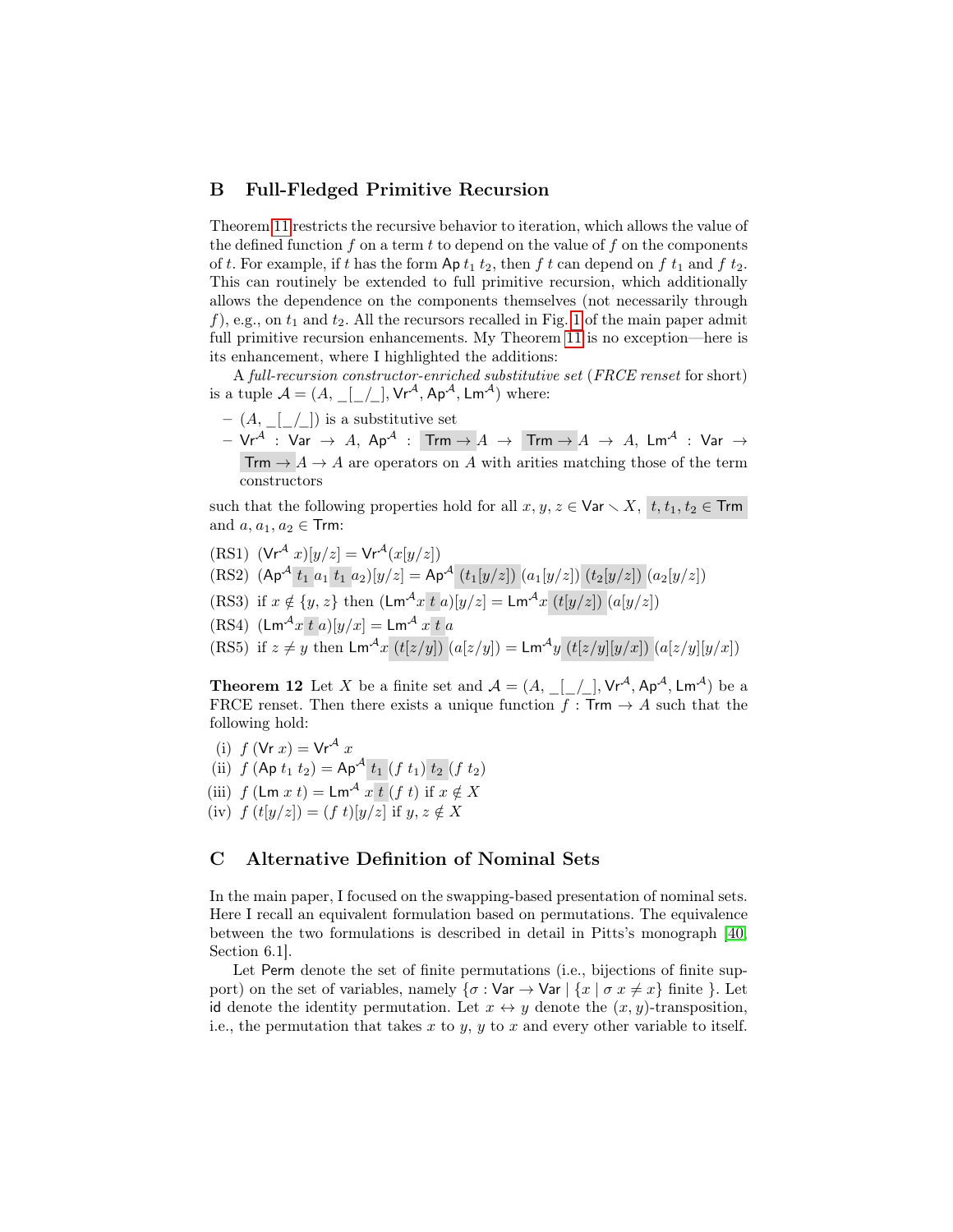## B Full-Fledged Primitive Recursion

Theorem 11 restricts the recursive behavior to iteration, which allows the value of the defined function $f$ on a term $t$ to depend on the value of $f$ on the components of $t$. For example, if $t$ has the form $\mathsf{Ap}\ t_1\ t_2$, then $f\ t$ can depend on $f\ t_1$ and $f\ t_2$. This can routinely be extended to full primitive recursion, which additionally allows the dependence on the components themselves (not necessarily through $f$), e.g., on $t_1$ and $t_2$. All the recursors recalled in Fig. 1 of the main paper admit full primitive recursion enhancements. My Theorem 11 is no exception—here is its enhancement, where I highlighted the additions:

A *full-recursion constructor-enriched substitutive set* (*FRCE renset* for short) is a tuple $\mathcal{A} = (A, \_[\_/\_], \mathsf{Vr}^{\mathcal{A}}, \mathsf{Ap}^{\mathcal{A}}, \mathsf{Lm}^{\mathcal{A}})$ where:

- $(A, \_[\_/\_])$ is a substitutive set
- $\mathsf{Vr}^{\mathcal{A}} : \mathsf{Var} \to A$, $\mathsf{Ap}^{\mathcal{A}} : \mathsf{Trm} \to A \to \mathsf{Trm} \to A \to A$, $\mathsf{Lm}^{\mathcal{A}} : \mathsf{Var} \to \mathsf{Trm} \to A \to A$ are operators on $A$ with arities matching those of the term constructors

such that the following properties hold for all $x, y, z \in \mathsf{Var} \smallsetminus X$, $t, t_1, t_2 \in \mathsf{Trm}$ and $a, a_1, a_2 \in \mathsf{Trm}$:

(RS1) $(\mathsf{Vr}^{\mathcal{A}}\ x)[y/z] = \mathsf{Vr}^{\mathcal{A}}(x[y/z])$

(RS2) $(\mathsf{Ap}^{\mathcal{A}}\ t_1\ a_1\ t_1\ a_2)[y/z] = \mathsf{Ap}^{\mathcal{A}}\ (t_1[y/z])\ (a_1[y/z])\ (t_2[y/z])\ (a_2[y/z])$

(RS3) if $x \notin \{y, z\}$ then $(\mathsf{Lm}^{\mathcal{A}} x\ t\ a)[y/z] = \mathsf{Lm}^{\mathcal{A}} x\ (t[y/z])\ (a[y/z])$

(RS4) $(\mathsf{Lm}^{\mathcal{A}} x\ t\ a)[y/x] = \mathsf{Lm}^{\mathcal{A}}\ x\ t\ a$

(RS5) if $z \neq y$ then $\mathsf{Lm}^{\mathcal{A}} x\ (t[z/y])\ (a[z/y]) = \mathsf{Lm}^{\mathcal{A}} y\ (t[z/y][y/x])\ (a[z/y][y/x])$

**Theorem 12** Let $X$ be a finite set and $\mathcal{A} = (A, \_[\_/\_], \mathsf{Vr}^{\mathcal{A}}, \mathsf{Ap}^{\mathcal{A}}, \mathsf{Lm}^{\mathcal{A}})$ be a FRCE renset. Then there exists a unique function $f : \mathsf{Trm} \to A$ such that the following hold:

(i) $f\ (\mathsf{Vr}\ x) = \mathsf{Vr}^{\mathcal{A}}\ x$

(ii) $f\ (\mathsf{Ap}\ t_1\ t_2) = \mathsf{Ap}^{\mathcal{A}}\ t_1\ (f\ t_1)\ t_2\ (f\ t_2)$

(iii) $f\ (\mathsf{Lm}\ x\ t) = \mathsf{Lm}^{\mathcal{A}}\ x\ t\ (f\ t)$ if $x \notin X$

(iv) $f\ (t[y/z]) = (f\ t)[y/z]$ if $y, z \notin X$

## C Alternative Definition of Nominal Sets

In the main paper, I focused on the swapping-based presentation of nominal sets. Here I recall an equivalent formulation based on permutations. The equivalence between the two formulations is described in detail in Pitts's monograph [40, Section 6.1].

Let $\mathsf{Perm}$ denote the set of finite permutations (i.e., bijections of finite support) on the set of variables, namely $\{\sigma : \mathsf{Var} \to \mathsf{Var} \mid \{x \mid \sigma\ x \neq x\}$ finite $\}$. Let $\mathsf{id}$ denote the identity permutation. Let $x \leftrightarrow y$ denote the $(x, y)$-transposition, i.e., the permutation that takes $x$ to $y$, $y$ to $x$ and every other variable to itself.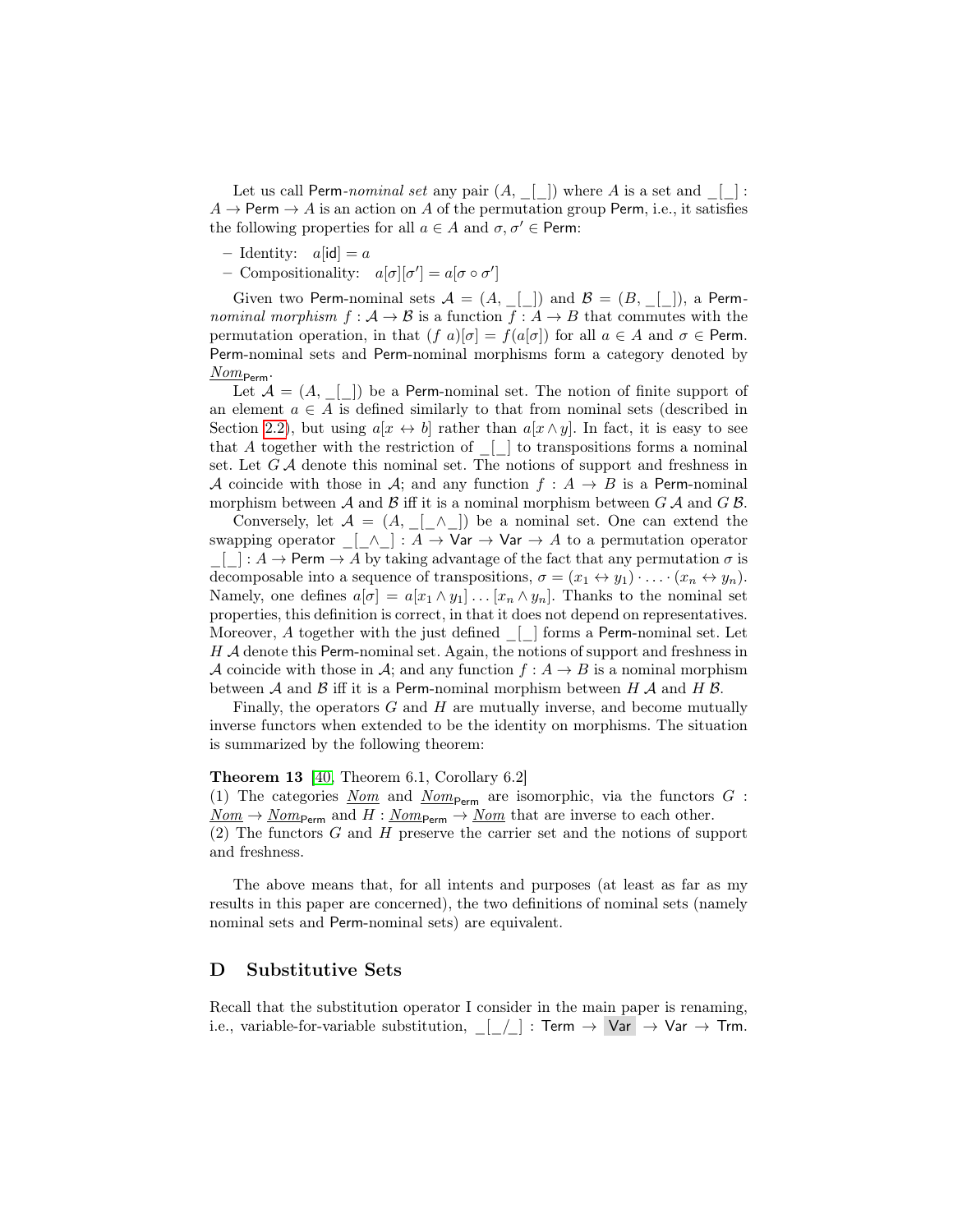Let us call Perm-*nominal set* any pair $(A, \_[\_])$ where $A$ is a set and $\_[\_] : A \to \mathsf{Perm} \to A$ is an action on $A$ of the permutation group Perm, i.e., it satisfies the following properties for all $a \in A$ and $\sigma, \sigma' \in \mathsf{Perm}$:

– Identity: $a[\mathsf{id}] = a$
– Compositionality: $a[\sigma][\sigma'] = a[\sigma \circ \sigma']$

Given two Perm-nominal sets $\mathcal{A} = (A, \_[\_])$ and $\mathcal{B} = (B, \_[\_])$, a Perm-*nominal morphism* $f : \mathcal{A} \to \mathcal{B}$ is a function $f : A \to B$ that commutes with the permutation operation, in that $(f\ a)[\sigma] = f(a[\sigma])$ for all $a \in A$ and $\sigma \in \mathsf{Perm}$. Perm-nominal sets and Perm-nominal morphisms form a category denoted by $\underline{Nom}_{\mathsf{Perm}}$.

Let $\mathcal{A} = (A, \_[\_])$ be a Perm-nominal set. The notion of finite support of an element $a \in A$ is defined similarly to that from nominal sets (described in Section 2.2), but using $a[x \leftrightarrow b]$ rather than $a[x \wedge y]$. In fact, it is easy to see that $A$ together with the restriction of $\_[\_]$ to transpositions forms a nominal set. Let $G\,\mathcal{A}$ denote this nominal set. The notions of support and freshness in $\mathcal{A}$ coincide with those in $\mathcal{A}$; and any function $f : A \to B$ is a Perm-nominal morphism between $\mathcal{A}$ and $\mathcal{B}$ iff it is a nominal morphism between $G\,\mathcal{A}$ and $G\,\mathcal{B}$.

Conversely, let $\mathcal{A} = (A, \_[\_\wedge\_])$ be a nominal set. One can extend the swapping operator $\_[\_\wedge\_] : A \to \mathsf{Var} \to \mathsf{Var} \to A$ to a permutation operator $\_[\_] : A \to \mathsf{Perm} \to A$ by taking advantage of the fact that any permutation $\sigma$ is decomposable into a sequence of transpositions, $\sigma = (x_1 \leftrightarrow y_1) \cdot \ldots \cdot (x_n \leftrightarrow y_n)$. Namely, one defines $a[\sigma] = a[x_1 \wedge y_1] \ldots [x_n \wedge y_n]$. Thanks to the nominal set properties, this definition is correct, in that it does not depend on representatives. Moreover, $A$ together with the just defined $\_[\_]$ forms a Perm-nominal set. Let $H\,\mathcal{A}$ denote this Perm-nominal set. Again, the notions of support and freshness in $\mathcal{A}$ coincide with those in $\mathcal{A}$; and any function $f : A \to B$ is a nominal morphism between $\mathcal{A}$ and $\mathcal{B}$ iff it is a Perm-nominal morphism between $H\,\mathcal{A}$ and $H\,\mathcal{B}$.

Finally, the operators $G$ and $H$ are mutually inverse, and become mutually inverse functors when extended to be the identity on morphisms. The situation is summarized by the following theorem:

**Theorem 13** [40, Theorem 6.1, Corollary 6.2]
(1) The categories $\underline{Nom}$ and $\underline{Nom}_{\mathsf{Perm}}$ are isomorphic, via the functors $G : \underline{Nom} \to \underline{Nom}_{\mathsf{Perm}}$ and $H : \underline{Nom}_{\mathsf{Perm}} \to \underline{Nom}$ that are inverse to each other.
(2) The functors $G$ and $H$ preserve the carrier set and the notions of support and freshness.

The above means that, for all intents and purposes (at least as far as my results in this paper are concerned), the two definitions of nominal sets (namely nominal sets and Perm-nominal sets) are equivalent.

## D Substitutive Sets

Recall that the substitution operator I consider in the main paper is renaming, i.e., variable-for-variable substitution, $\_[\_/\_] : \mathsf{Term} \to \mathsf{Var} \to \mathsf{Var} \to \mathsf{Trm}$.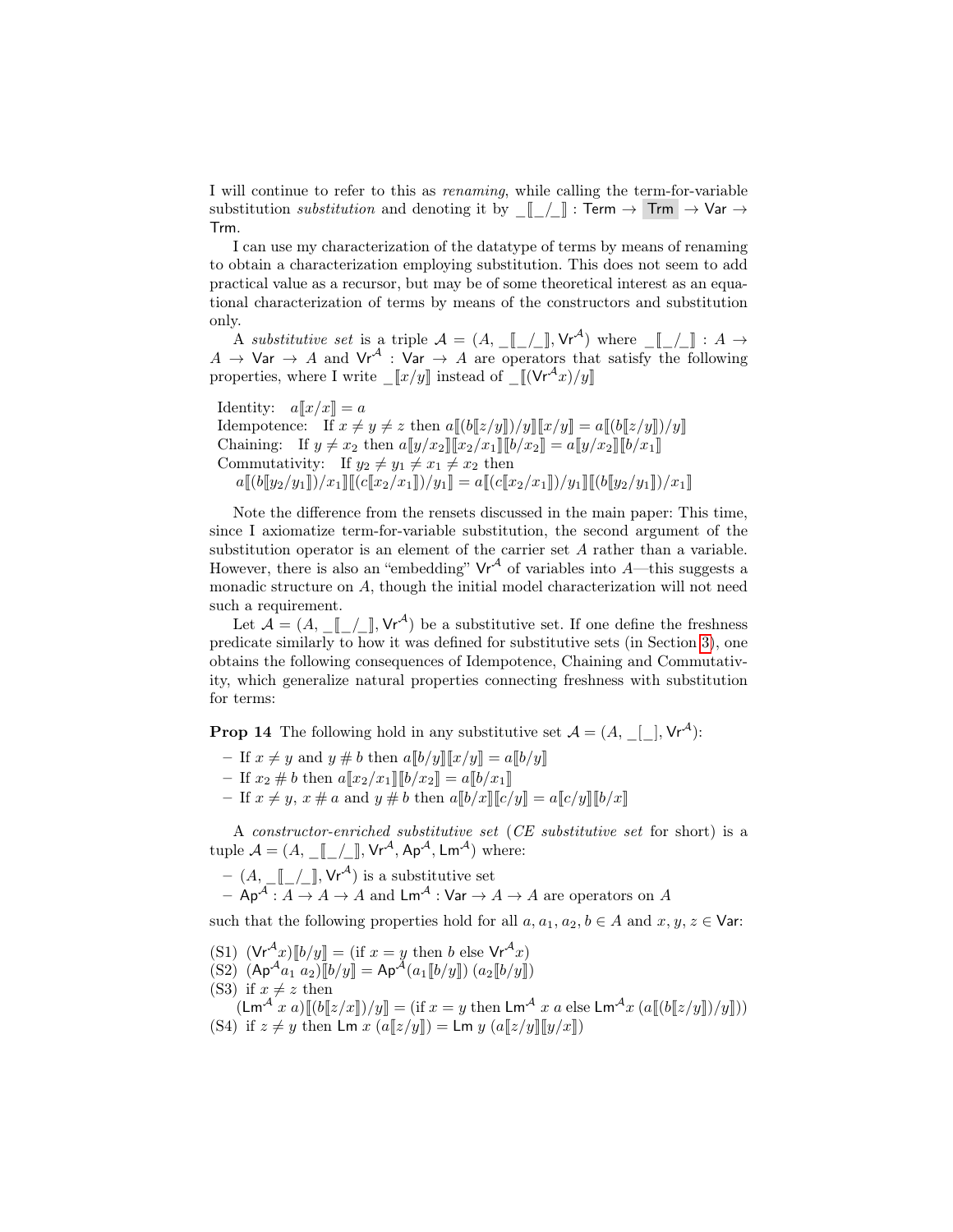I will continue to refer to this as *renaming*, while calling the term-for-variable substitution *substitution* and denoting it by $\_[\![\_/\_]\!] : \mathsf{Term} \to \mathsf{Trm} \to \mathsf{Var} \to \mathsf{Trm}$.

I can use my characterization of the datatype of terms by means of renaming to obtain a characterization employing substitution. This does not seem to add practical value as a recursor, but may be of some theoretical interest as an equational characterization of terms by means of the constructors and substitution only.

A *substitutive set* is a triple $\mathcal{A} = (A, \_[\![\_/\_]\!], \mathsf{Vr}^{\mathcal{A}})$ where $\_[\![\_/\_]\!] : A \to A \to \mathsf{Var} \to A$ and $\mathsf{Vr}^{\mathcal{A}} : \mathsf{Var} \to A$ are operators that satisfy the following properties, where I write $\_[\![x/y]\!]$ instead of $\_[\![(\mathsf{Vr}^{\mathcal{A}} x)/y]\!]$

Identity: $a[\![x/x]\!] = a$
Idempotence: If $x \neq y \neq z$ then $a[\![(b[\![z/y]\!])/y]\!][\![x/y]\!] = a[\![(b[\![z/y]\!])/y]\!]$
Chaining: If $y \neq x_2$ then $a[\![y/x_2]\!][\![x_2/x_1]\!][\![b/x_2]\!] = a[\![y/x_2]\!][\![b/x_1]\!]$
Commutativity: If $y_2 \neq y_1 \neq x_1 \neq x_2$ then
$a[\![(b[\![y_2/y_1]\!])/x_1]\!][\![(c[\![x_2/x_1]\!])/y_1]\!] = a[\![(c[\![x_2/x_1]\!])/y_1]\!][\![(b[\![y_2/y_1]\!])/x_1]\!]$

Note the difference from the rensets discussed in the main paper: This time, since I axiomatize term-for-variable substitution, the second argument of the substitution operator is an element of the carrier set $A$ rather than a variable. However, there is also an "embedding" $\mathsf{Vr}^{\mathcal{A}}$ of variables into $A$—this suggests a monadic structure on $A$, though the initial model characterization will not need such a requirement.

Let $\mathcal{A} = (A, \_[\![\_/\_]\!], \mathsf{Vr}^{\mathcal{A}})$ be a substitutive set. If one define the freshness predicate similarly to how it was defined for substitutive sets (in Section 3), one obtains the following consequences of Idempotence, Chaining and Commutativity, which generalize natural properties connecting freshness with substitution for terms:

**Prop 14** The following hold in any substitutive set $\mathcal{A} = (A, \_[\_], \mathsf{Vr}^{\mathcal{A}})$:

- If $x \neq y$ and $y \# b$ then $a[\![b/y]\!][\![x/y]\!] = a[\![b/y]\!]$
- If $x_2 \# b$ then $a[\![x_2/x_1]\!][\![b/x_2]\!] = a[\![b/x_1]\!]$
- If $x \neq y$, $x \# a$ and $y \# b$ then $a[\![b/x]\!][\![c/y]\!] = a[\![c/y]\!][\![b/x]\!]$

A *constructor-enriched substitutive set* (*CE substitutive set* for short) is a tuple $\mathcal{A} = (A, \_[\![\_/\_]\!], \mathsf{Vr}^{\mathcal{A}}, \mathsf{Ap}^{\mathcal{A}}, \mathsf{Lm}^{\mathcal{A}})$ where:

- $(A, \_[\![\_/\_]\!], \mathsf{Vr}^{\mathcal{A}})$ is a substitutive set
- $\mathsf{Ap}^{\mathcal{A}} : A \to A \to A$ and $\mathsf{Lm}^{\mathcal{A}} : \mathsf{Var} \to A \to A$ are operators on $A$

such that the following properties hold for all $a, a_1, a_2, b \in A$ and $x, y, z \in \mathsf{Var}$:

(S1) $(\mathsf{Vr}^{\mathcal{A}} x)[\![b/y]\!] = (\text{if } x = y \text{ then } b \text{ else } \mathsf{Vr}^{\mathcal{A}} x)$
(S2) $(\mathsf{Ap}^{\mathcal{A}} a_1\ a_2)[\![b/y]\!] = \mathsf{Ap}^{\mathcal{A}} (a_1[\![b/y]\!])\ (a_2[\![b/y]\!])$
(S3) if $x \neq z$ then
$(\mathsf{Lm}^{\mathcal{A}}\ x\ a)[\![(b[\![z/x]\!])/y]\!] = (\text{if } x = y \text{ then } \mathsf{Lm}^{\mathcal{A}}\ x\ a \text{ else } \mathsf{Lm}^{\mathcal{A}} x\ (a[\![(b[\![z/y]\!])/y]\!]))$
(S4) if $z \neq y$ then $\mathsf{Lm}\ x\ (a[\![z/y]\!]) = \mathsf{Lm}\ y\ (a[\![z/y]\!][\![y/x]\!])$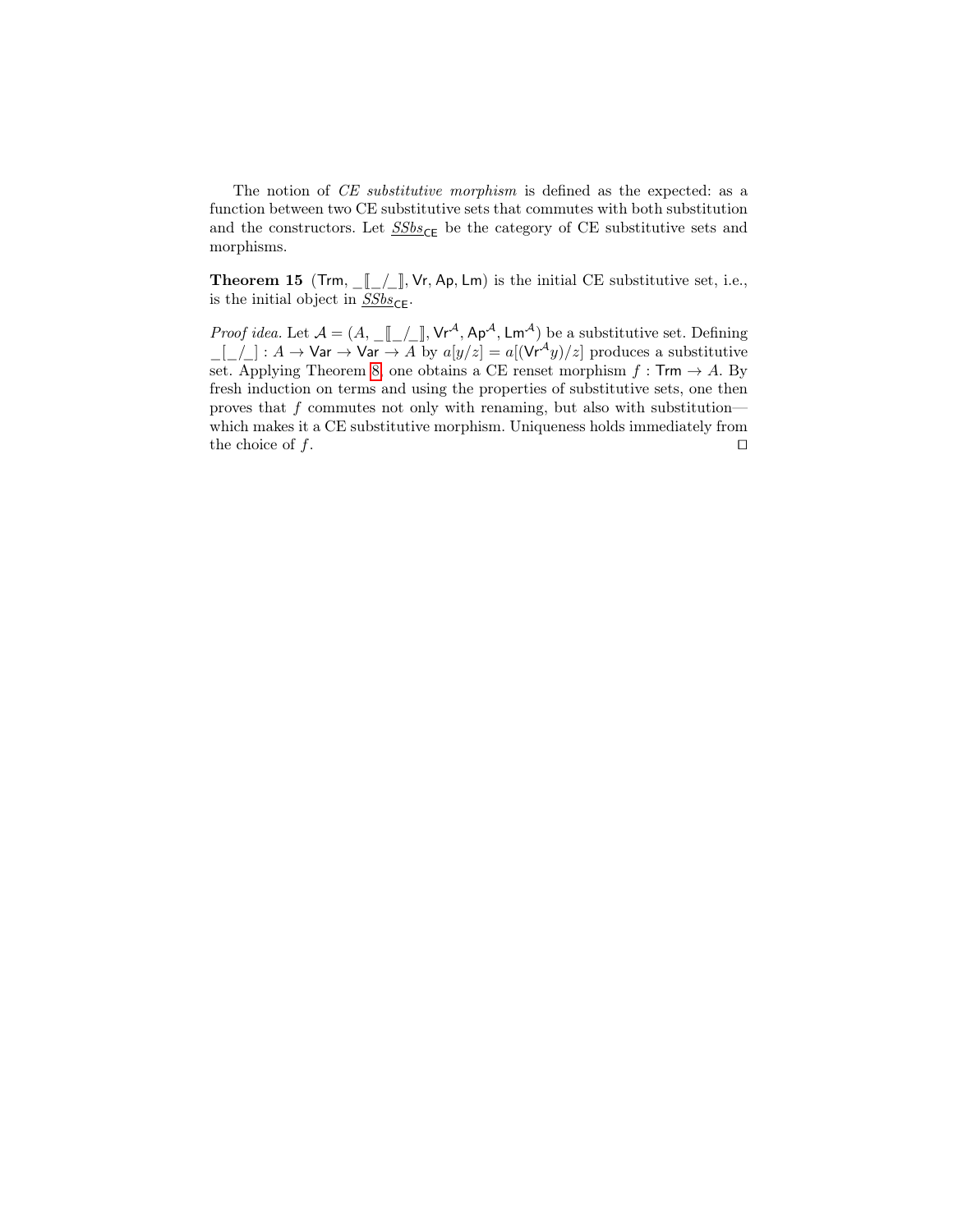The notion of *CE substitutive morphism* is defined as the expected: as a function between two CE substitutive sets that commutes with both substitution and the constructors. Let $\underline{SSbs}_{\mathsf{CE}}$ be the category of CE substitutive sets and morphisms.

**Theorem 15** $(\mathsf{Trm}, \_[\![\_/\_]\!], \mathsf{Vr}, \mathsf{Ap}, \mathsf{Lm})$ is the initial CE substitutive set, i.e., is the initial object in $\underline{SSbs}_{\mathsf{CE}}$.

*Proof idea.* Let $\mathcal{A} = (A, \_[\![\_/\_]\!], \mathsf{Vr}^{\mathcal{A}}, \mathsf{Ap}^{\mathcal{A}}, \mathsf{Lm}^{\mathcal{A}})$ be a substitutive set. Defining $\_[\_/\_] : A \to \mathsf{Var} \to \mathsf{Var} \to A$ by $a[y/z] = a[(\mathsf{Vr}^{\mathcal{A}} y)/z]$ produces a substitutive set. Applying Theorem 8, one obtains a CE renset morphism $f : \mathsf{Trm} \to A$. By fresh induction on terms and using the properties of substitutive sets, one then proves that $f$ commutes not only with renaming, but also with substitution—which makes it a CE substitutive morphism. Uniqueness holds immediately from the choice of $f$. $\square$